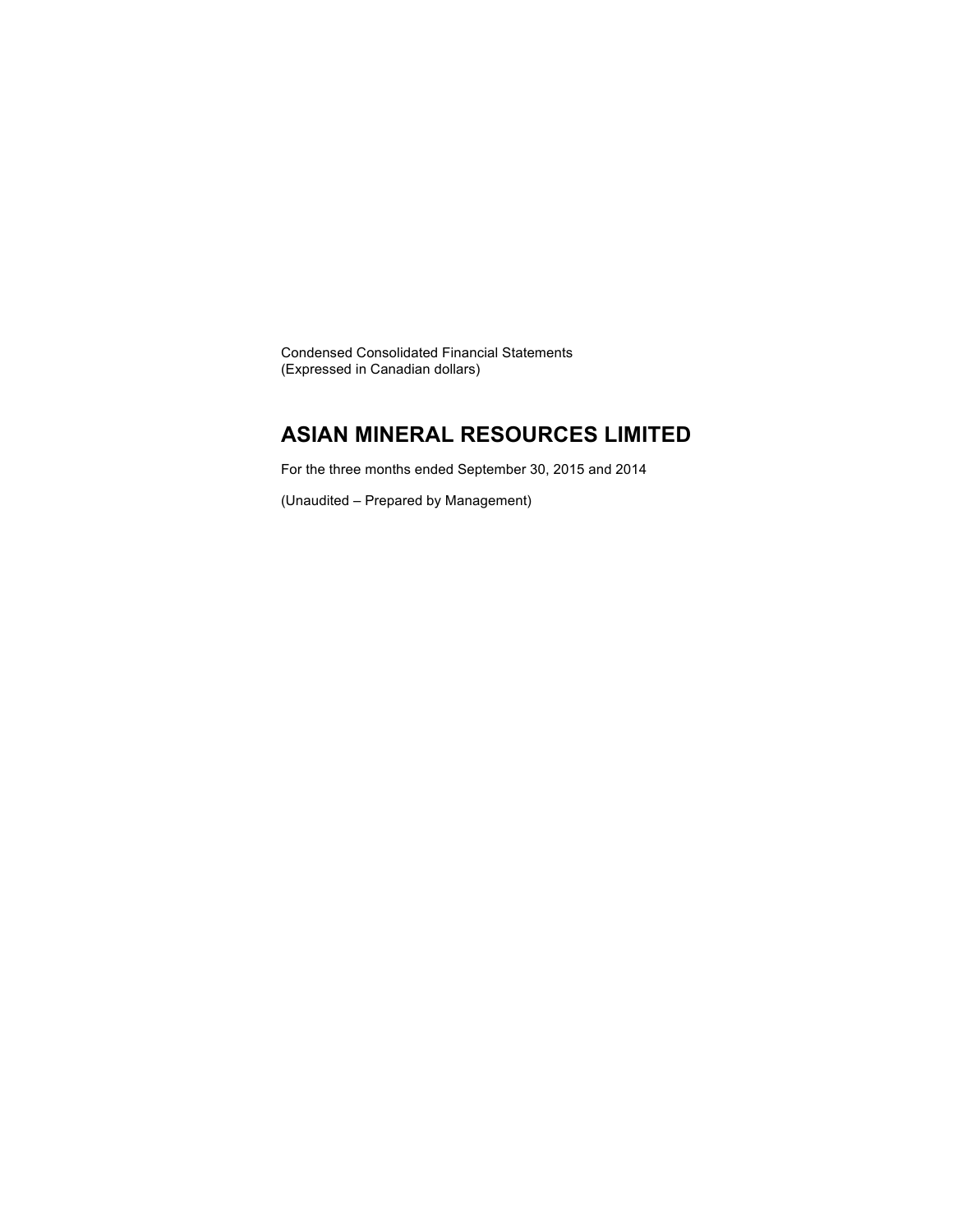Condensed Consolidated Financial Statements
(Expressed in Canadian dollars)

# ASIAN MINERAL RESOURCES LIMITED

For the three months ended September 30, 2015 and 2014

(Unaudited – Prepared by Management)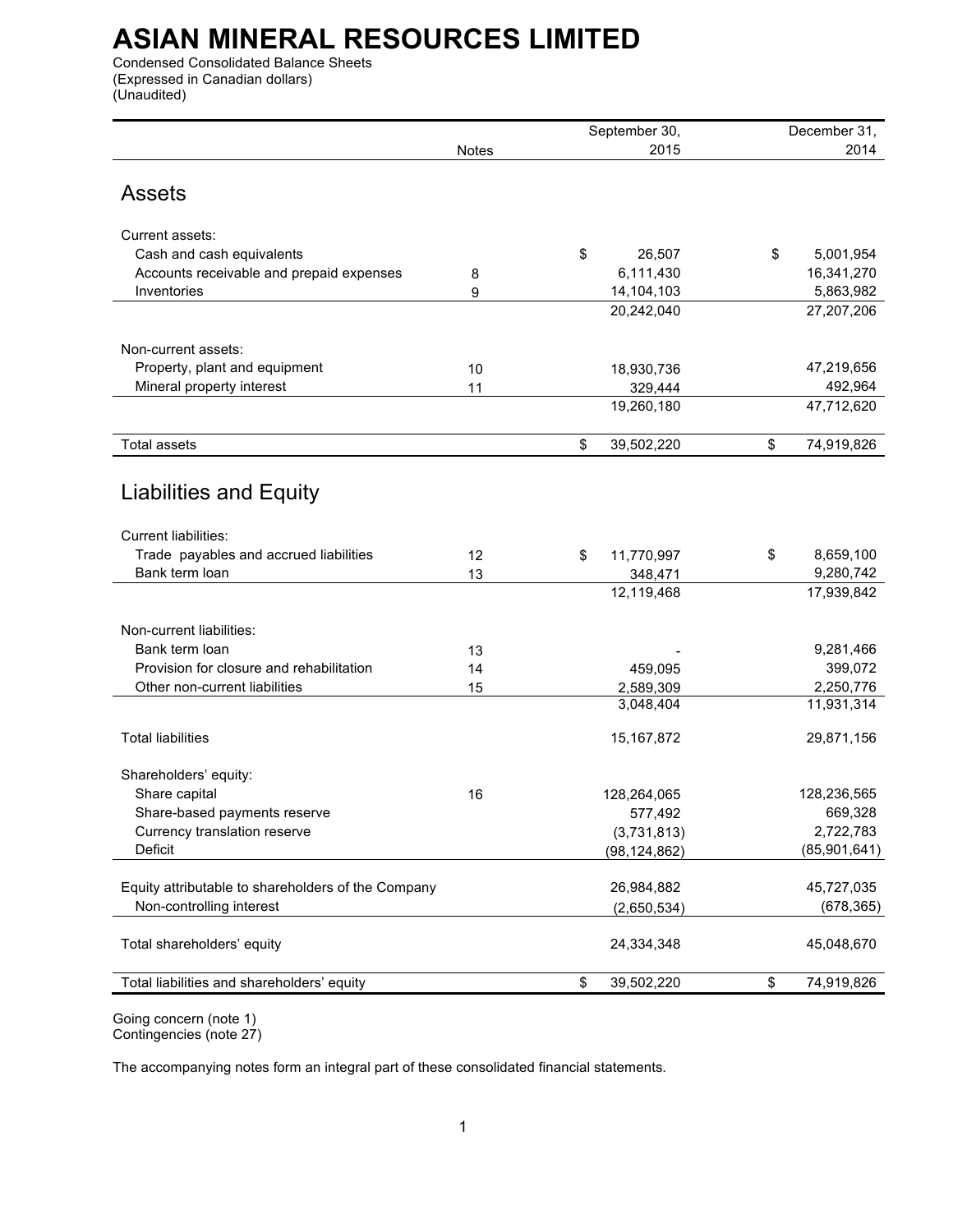# ASIAN MINERAL RESOURCES LIMITED

Condensed Consolidated Balance Sheets
(Expressed in Canadian dollars)
(Unaudited)

| | Notes | September 30, 2015 | December 31, 2014 |
|---|---|---|---|
| **Assets** | | | |
| Current assets: | | | |
| Cash and cash equivalents | | $ 26,507 | $ 5,001,954 |
| Accounts receivable and prepaid expenses | 8 | 6,111,430 | 16,341,270 |
| Inventories | 9 | 14,104,103 | 5,863,982 |
| | | 20,242,040 | 27,207,206 |
| Non-current assets: | | | |
| Property, plant and equipment | 10 | 18,930,736 | 47,219,656 |
| Mineral property interest | 11 | 329,444 | 492,964 |
| | | 19,260,180 | 47,712,620 |
| Total assets | | $ 39,502,220 | $ 74,919,826 |
| **Liabilities and Equity** | | | |
| Current liabilities: | | | |
| Trade payables and accrued liabilities | 12 | $ 11,770,997 | $ 8,659,100 |
| Bank term loan | 13 | 348,471 | 9,280,742 |
| | | 12,119,468 | 17,939,842 |
| Non-current liabilities: | | | |
| Bank term loan | 13 | - | 9,281,466 |
| Provision for closure and rehabilitation | 14 | 459,095 | 399,072 |
| Other non-current liabilities | 15 | 2,589,309 | 2,250,776 |
| | | 3,048,404 | 11,931,314 |
| Total liabilities | | 15,167,872 | 29,871,156 |
| Shareholders' equity: | | | |
| Share capital | 16 | 128,264,065 | 128,236,565 |
| Share-based payments reserve | | 577,492 | 669,328 |
| Currency translation reserve | | (3,731,813) | 2,722,783 |
| Deficit | | (98,124,862) | (85,901,641) |
| Equity attributable to shareholders of the Company | | 26,984,882 | 45,727,035 |
| Non-controlling interest | | (2,650,534) | (678,365) |
| Total shareholders' equity | | 24,334,348 | 45,048,670 |
| Total liabilities and shareholders' equity | | $ 39,502,220 | $ 74,919,826 |

Going concern (note 1)
Contingencies (note 27)

The accompanying notes form an integral part of these consolidated financial statements.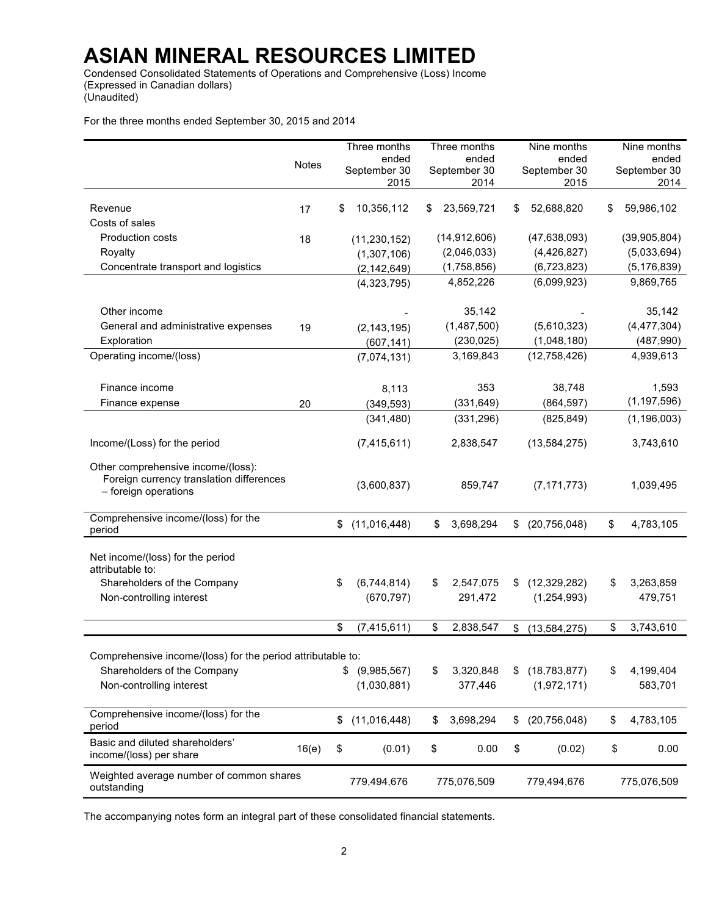# ASIAN MINERAL RESOURCES LIMITED

Condensed Consolidated Statements of Operations and Comprehensive (Loss) Income
(Expressed in Canadian dollars)
(Unaudited)

For the three months ended September 30, 2015 and 2014

| | Notes | Three months ended September 30 2015 | Three months ended September 30 2014 | Nine months ended September 30 2015 | Nine months ended September 30 2014 |
|---|---|---|---|---|---|
| Revenue | 17 | $ 10,356,112 | $ 23,569,721 | $ 52,688,820 | $ 59,986,102 |
| Costs of sales | | | | | |
| Production costs | 18 | (11,230,152) | (14,912,606) | (47,638,093) | (39,905,804) |
| Royalty | | (1,307,106) | (2,046,033) | (4,426,827) | (5,033,694) |
| Concentrate transport and logistics | | (2,142,649) | (1,758,856) | (6,723,823) | (5,176,839) |
| | | (4,323,795) | 4,852,226 | (6,099,923) | 9,869,765 |
| Other income | | - | 35,142 | - | 35,142 |
| General and administrative expenses | 19 | (2,143,195) | (1,487,500) | (5,610,323) | (4,477,304) |
| Exploration | | (607,141) | (230,025) | (1,048,180) | (487,990) |
| Operating income/(loss) | | (7,074,131) | 3,169,843 | (12,758,426) | 4,939,613 |
| Finance income | | 8,113 | 353 | 38,748 | 1,593 |
| Finance expense | 20 | (349,593) | (331,649) | (864,597) | (1,197,596) |
| | | (341,480) | (331,296) | (825,849) | (1,196,003) |
| Income/(Loss) for the period | | (7,415,611) | 2,838,547 | (13,584,275) | 3,743,610 |
| Other comprehensive income/(loss): Foreign currency translation differences – foreign operations | | (3,600,837) | 859,747 | (7,171,773) | 1,039,495 |
| Comprehensive income/(loss) for the period | | $ (11,016,448) | $ 3,698,294 | $ (20,756,048) | $ 4,783,105 |
| Net income/(loss) for the period attributable to: | | | | | |
| Shareholders of the Company | | $ (6,744,814) | $ 2,547,075 | $ (12,329,282) | $ 3,263,859 |
| Non-controlling interest | | (670,797) | 291,472 | (1,254,993) | 479,751 |
| | | $ (7,415,611) | $ 2,838,547 | $ (13,584,275) | $ 3,743,610 |
| Comprehensive income/(loss) for the period attributable to: | | | | | |
| Shareholders of the Company | | $ (9,985,567) | $ 3,320,848 | $ (18,783,877) | $ 4,199,404 |
| Non-controlling interest | | (1,030,881) | 377,446 | (1,972,171) | 583,701 |
| Comprehensive income/(loss) for the period | | $ (11,016,448) | $ 3,698,294 | $ (20,756,048) | $ 4,783,105 |
| Basic and diluted shareholders' income/(loss) per share | 16(e) | $ (0.01) | $ 0.00 | $ (0.02) | $ 0.00 |
| Weighted average number of common shares outstanding | | 779,494,676 | 775,076,509 | 779,494,676 | 775,076,509 |

The accompanying notes form an integral part of these consolidated financial statements.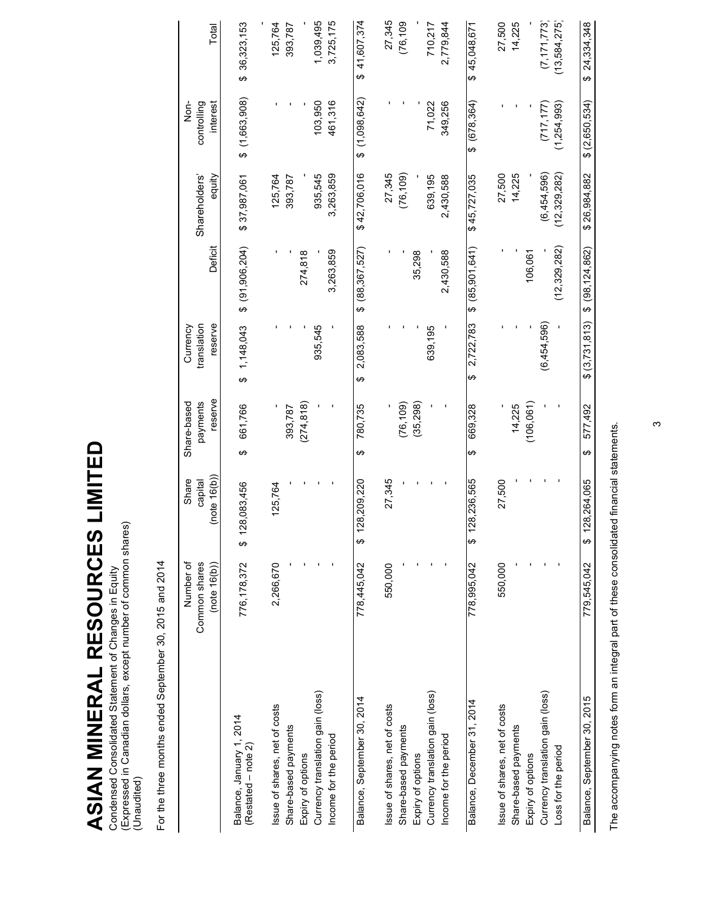# ASIAN MINERAL RESOURCES LIMITED

Condensed Consolidated Statement of Changes in Equity
(Expressed in Canadian dollars, except number of common shares)
(Unaudited)

For the three months ended September 30, 2015 and 2014

| | Number of Common shares (note 16(b)) | Share capital (note 16(b)) | Share-based payments reserve | Currency translation reserve | Deficit | Shareholders' equity | Non-controlling interest | Total |
|---|---|---|---|---|---|---|---|---|
| Balance, January 1, 2014 (Restated – note 2) | 776,178,372 | $ 128,083,456 | $ 661,766 | $ 1,148,043 | $ (91,906,204) | $ 37,987,061 | $ (1,663,908) | $ 36,323,153 |
| Issue of shares, net of costs | 2,266,670 | 125,764 | - | - | - | 125,764 | - | 125,764 |
| Share-based payments | - | - | 393,787 | - | - | 393,787 | - | 393,787 |
| Expiry of options | - | - | (274,818) | - | 274,818 | - | - | - |
| Currency translation gain (loss) | - | - | - | 935,545 | - | 935,545 | 103,950 | 1,039,495 |
| Income for the period | - | - | - | - | 3,263,859 | 3,263,859 | 461,316 | 3,725,175 |
| Balance, September 30, 2014 | 778,445,042 | $ 128,209,220 | $ 780,735 | $ 2,083,588 | $ (88,367,527) | $ 42,706,016 | $ (1,098,642) | $ 41,607,374 |
| Issue of shares, net of costs | 550,000 | 27,345 | - | - | - | 27,345 | - | 27,345 |
| Share-based payments | - | - | (76,109) | - | - | (76,109) | - | (76,109) |
| Expiry of options | - | - | (35,298) | - | 35,298 | - | - | - |
| Currency translation gain (loss) | - | - | - | 639,195 | - | 639,195 | 71,022 | 710,217 |
| Income for the period | - | - | - | - | 2,430,588 | 2,430,588 | 349,256 | 2,779,844 |
| Balance, December 31, 2014 | 778,995,042 | $ 128,236,565 | $ 669,328 | $ 2,722,783 | $ (85,901,641) | $ 45,727,035 | $ (678,364) | $ 45,048,671 |
| Issue of shares, net of costs | 550,000 | 27,500 | - | - | - | 27,500 | - | 27,500 |
| Share-based payments | - | - | 14,225 | - | - | 14,225 | - | 14,225 |
| Expiry of options | - | - | (106,061) | - | 106,061 | - | - | - |
| Currency translation gain (loss) | - | - | - | (6,454,596) | - | (6,454,596) | (717,177) | (7,171,773) |
| Loss for the period | - | - | - | - | (12,329,282) | (12,329,282) | (1,254,993) | (13,584,275) |
| Balance, September 30, 2015 | 779,545,042 | $ 128,264,065 | $ 577,492 | $ (3,731,813) | $ (98,124,862) | $ 26,984,882 | $ (2,650,534) | $ 24,334,348 |

The accompanying notes form an integral part of these consolidated financial statements.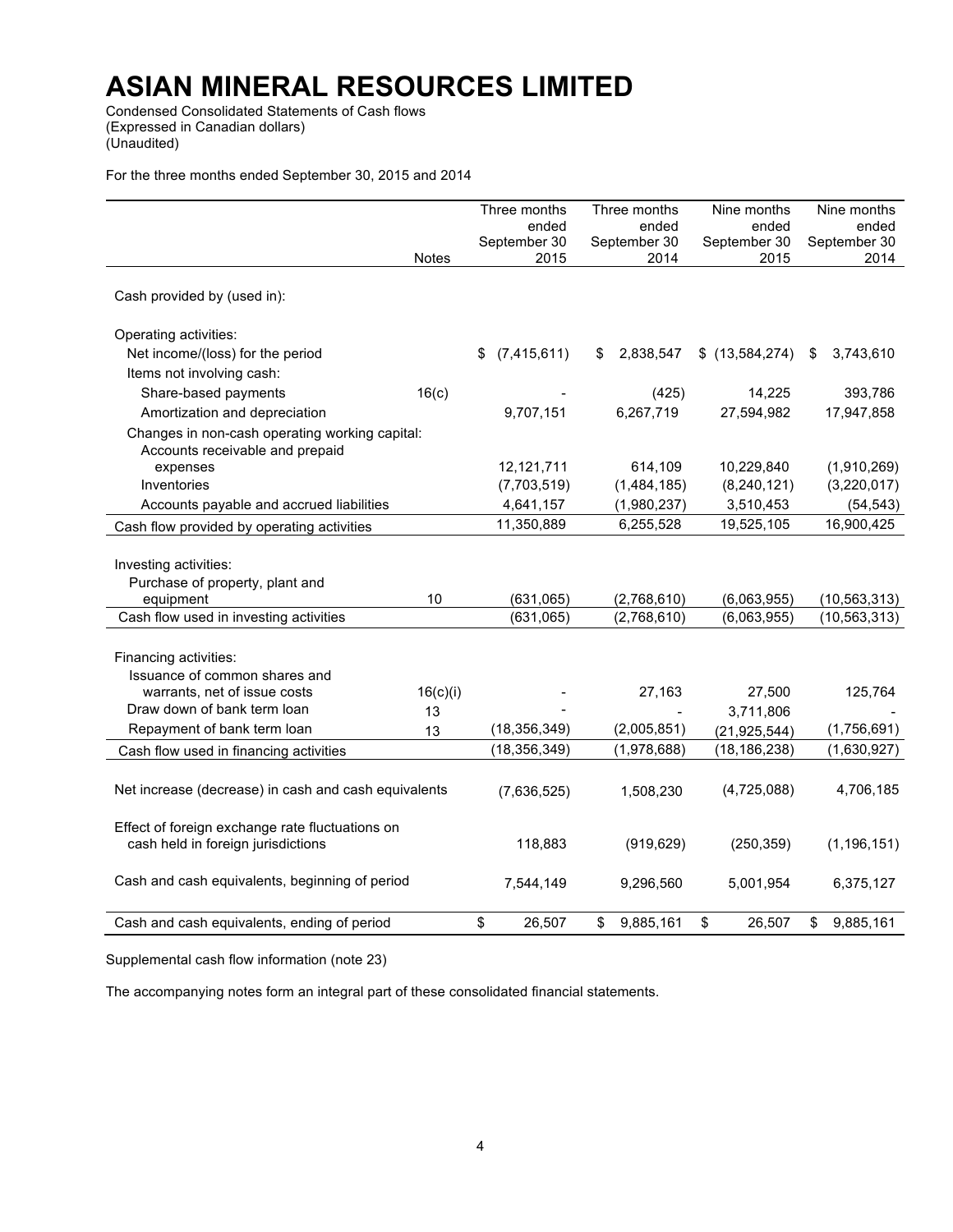# ASIAN MINERAL RESOURCES LIMITED

Condensed Consolidated Statements of Cash flows
(Expressed in Canadian dollars)
(Unaudited)

For the three months ended September 30, 2015 and 2014

| | Notes | Three months ended September 30 2015 | Three months ended September 30 2014 | Nine months ended September 30 2015 | Nine months ended September 30 2014 |
|---|---|---|---|---|---|
| Cash provided by (used in): | | | | | |
| Operating activities: | | | | | |
| Net income/(loss) for the period | | $ (7,415,611) | $ 2,838,547 | $ (13,584,274) | $ 3,743,610 |
| Items not involving cash: | | | | | |
| Share-based payments | 16(c) | - | (425) | 14,225 | 393,786 |
| Amortization and depreciation | | 9,707,151 | 6,267,719 | 27,594,982 | 17,947,858 |
| Changes in non-cash operating working capital: | | | | | |
| Accounts receivable and prepaid expenses | | 12,121,711 | 614,109 | 10,229,840 | (1,910,269) |
| Inventories | | (7,703,519) | (1,484,185) | (8,240,121) | (3,220,017) |
| Accounts payable and accrued liabilities | | 4,641,157 | (1,980,237) | 3,510,453 | (54,543) |
| Cash flow provided by operating activities | | 11,350,889 | 6,255,528 | 19,525,105 | 16,900,425 |
| Investing activities: | | | | | |
| Purchase of property, plant and equipment | 10 | (631,065) | (2,768,610) | (6,063,955) | (10,563,313) |
| Cash flow used in investing activities | | (631,065) | (2,768,610) | (6,063,955) | (10,563,313) |
| Financing activities: | | | | | |
| Issuance of common shares and warrants, net of issue costs | 16(c)(i) | - | 27,163 | 27,500 | 125,764 |
| Draw down of bank term loan | 13 | - | - | 3,711,806 | - |
| Repayment of bank term loan | 13 | (18,356,349) | (2,005,851) | (21,925,544) | (1,756,691) |
| Cash flow used in financing activities | | (18,356,349) | (1,978,688) | (18,186,238) | (1,630,927) |
| Net increase (decrease) in cash and cash equivalents | | (7,636,525) | 1,508,230 | (4,725,088) | 4,706,185 |
| Effect of foreign exchange rate fluctuations on cash held in foreign jurisdictions | | 118,883 | (919,629) | (250,359) | (1,196,151) |
| Cash and cash equivalents, beginning of period | | 7,544,149 | 9,296,560 | 5,001,954 | 6,375,127 |
| Cash and cash equivalents, ending of period | | $ 26,507 | $ 9,885,161 | $ 26,507 | $ 9,885,161 |

Supplemental cash flow information (note 23)

The accompanying notes form an integral part of these consolidated financial statements.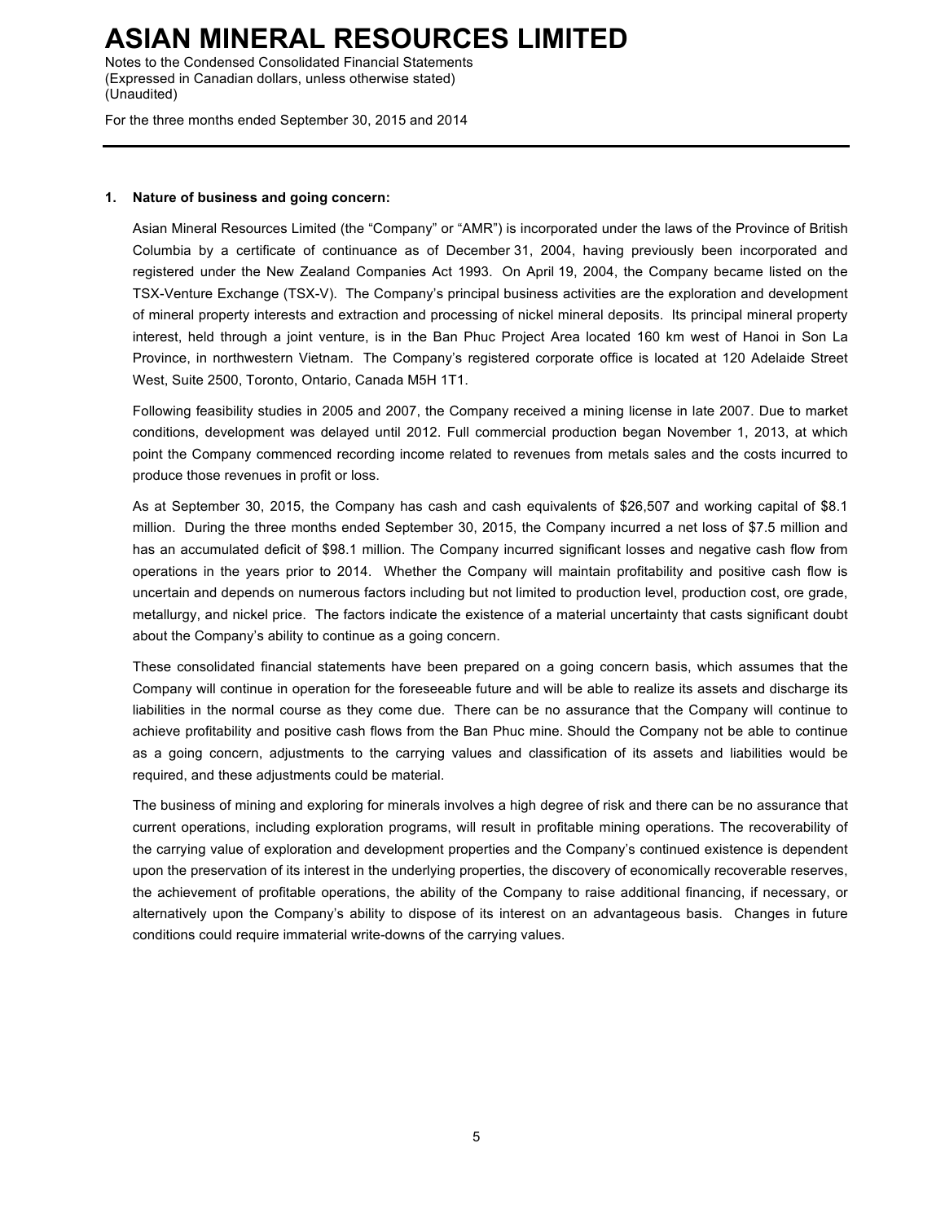# ASIAN MINERAL RESOURCES LIMITED

Notes to the Condensed Consolidated Financial Statements
(Expressed in Canadian dollars, unless otherwise stated)
(Unaudited)

For the three months ended September 30, 2015 and 2014

---

**1. Nature of business and going concern:**

Asian Mineral Resources Limited (the "Company" or "AMR") is incorporated under the laws of the Province of British Columbia by a certificate of continuance as of December 31, 2004, having previously been incorporated and registered under the New Zealand Companies Act 1993. On April 19, 2004, the Company became listed on the TSX-Venture Exchange (TSX-V). The Company's principal business activities are the exploration and development of mineral property interests and extraction and processing of nickel mineral deposits. Its principal mineral property interest, held through a joint venture, is in the Ban Phuc Project Area located 160 km west of Hanoi in Son La Province, in northwestern Vietnam. The Company's registered corporate office is located at 120 Adelaide Street West, Suite 2500, Toronto, Ontario, Canada M5H 1T1.

Following feasibility studies in 2005 and 2007, the Company received a mining license in late 2007. Due to market conditions, development was delayed until 2012. Full commercial production began November 1, 2013, at which point the Company commenced recording income related to revenues from metals sales and the costs incurred to produce those revenues in profit or loss.

As at September 30, 2015, the Company has cash and cash equivalents of $26,507 and working capital of $8.1 million. During the three months ended September 30, 2015, the Company incurred a net loss of $7.5 million and has an accumulated deficit of $98.1 million. The Company incurred significant losses and negative cash flow from operations in the years prior to 2014. Whether the Company will maintain profitability and positive cash flow is uncertain and depends on numerous factors including but not limited to production level, production cost, ore grade, metallurgy, and nickel price. The factors indicate the existence of a material uncertainty that casts significant doubt about the Company's ability to continue as a going concern.

These consolidated financial statements have been prepared on a going concern basis, which assumes that the Company will continue in operation for the foreseeable future and will be able to realize its assets and discharge its liabilities in the normal course as they come due. There can be no assurance that the Company will continue to achieve profitability and positive cash flows from the Ban Phuc mine. Should the Company not be able to continue as a going concern, adjustments to the carrying values and classification of its assets and liabilities would be required, and these adjustments could be material.

The business of mining and exploring for minerals involves a high degree of risk and there can be no assurance that current operations, including exploration programs, will result in profitable mining operations. The recoverability of the carrying value of exploration and development properties and the Company's continued existence is dependent upon the preservation of its interest in the underlying properties, the discovery of economically recoverable reserves, the achievement of profitable operations, the ability of the Company to raise additional financing, if necessary, or alternatively upon the Company's ability to dispose of its interest on an advantageous basis. Changes in future conditions could require immaterial write-downs of the carrying values.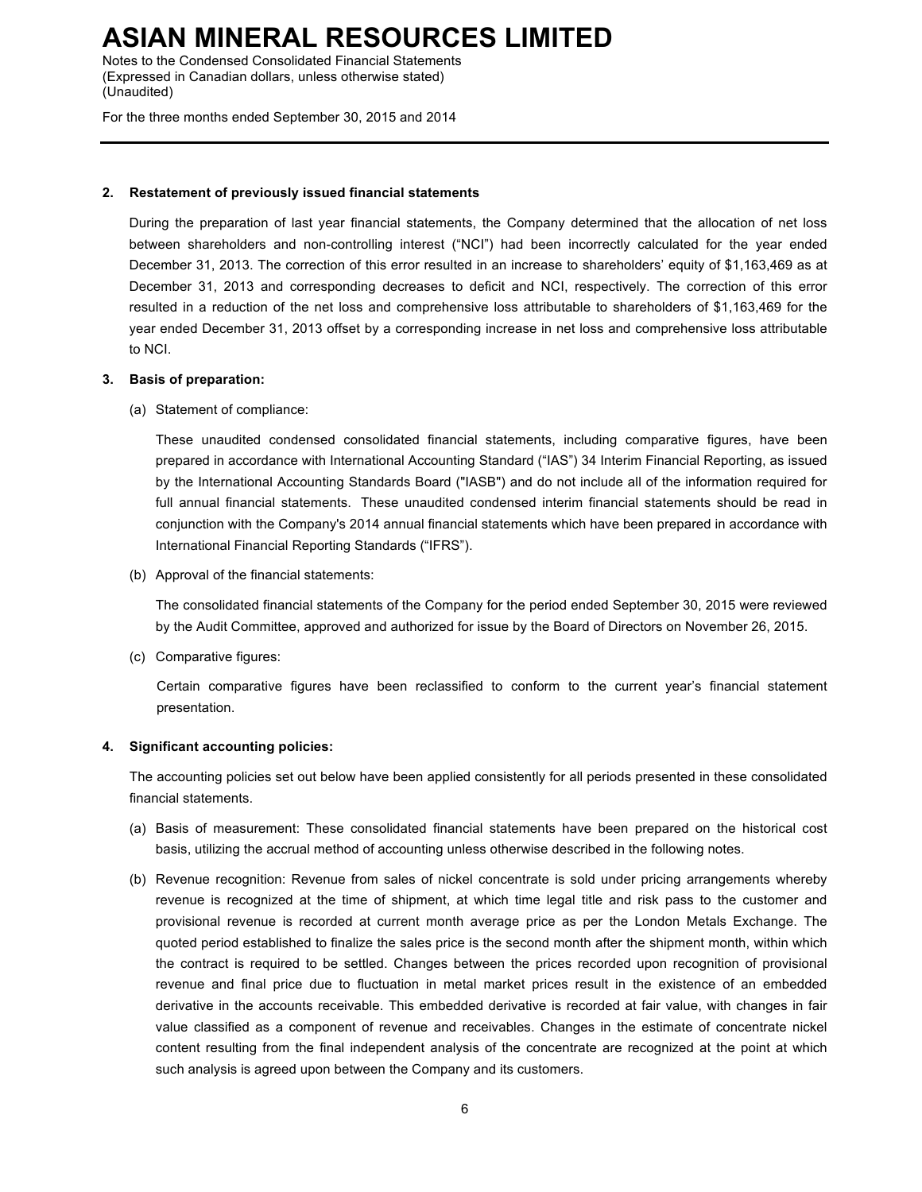## 2. Restatement of previously issued financial statements

During the preparation of last year financial statements, the Company determined that the allocation of net loss between shareholders and non-controlling interest ("NCI") had been incorrectly calculated for the year ended December 31, 2013. The correction of this error resulted in an increase to shareholders' equity of $1,163,469 as at December 31, 2013 and corresponding decreases to deficit and NCI, respectively. The correction of this error resulted in a reduction of the net loss and comprehensive loss attributable to shareholders of $1,163,469 for the year ended December 31, 2013 offset by a corresponding increase in net loss and comprehensive loss attributable to NCI.

## 3. Basis of preparation:

(a) Statement of compliance:

These unaudited condensed consolidated financial statements, including comparative figures, have been prepared in accordance with International Accounting Standard ("IAS") 34 Interim Financial Reporting, as issued by the International Accounting Standards Board ("IASB") and do not include all of the information required for full annual financial statements. These unaudited condensed interim financial statements should be read in conjunction with the Company's 2014 annual financial statements which have been prepared in accordance with International Financial Reporting Standards ("IFRS").

(b) Approval of the financial statements:

The consolidated financial statements of the Company for the period ended September 30, 2015 were reviewed by the Audit Committee, approved and authorized for issue by the Board of Directors on November 26, 2015.

(c) Comparative figures:

Certain comparative figures have been reclassified to conform to the current year's financial statement presentation.

## 4. Significant accounting policies:

The accounting policies set out below have been applied consistently for all periods presented in these consolidated financial statements.

(a) Basis of measurement: These consolidated financial statements have been prepared on the historical cost basis, utilizing the accrual method of accounting unless otherwise described in the following notes.

(b) Revenue recognition: Revenue from sales of nickel concentrate is sold under pricing arrangements whereby revenue is recognized at the time of shipment, at which time legal title and risk pass to the customer and provisional revenue is recorded at current month average price as per the London Metals Exchange. The quoted period established to finalize the sales price is the second month after the shipment month, within which the contract is required to be settled. Changes between the prices recorded upon recognition of provisional revenue and final price due to fluctuation in metal market prices result in the existence of an embedded derivative in the accounts receivable. This embedded derivative is recorded at fair value, with changes in fair value classified as a component of revenue and receivables. Changes in the estimate of concentrate nickel content resulting from the final independent analysis of the concentrate are recognized at the point at which such analysis is agreed upon between the Company and its customers.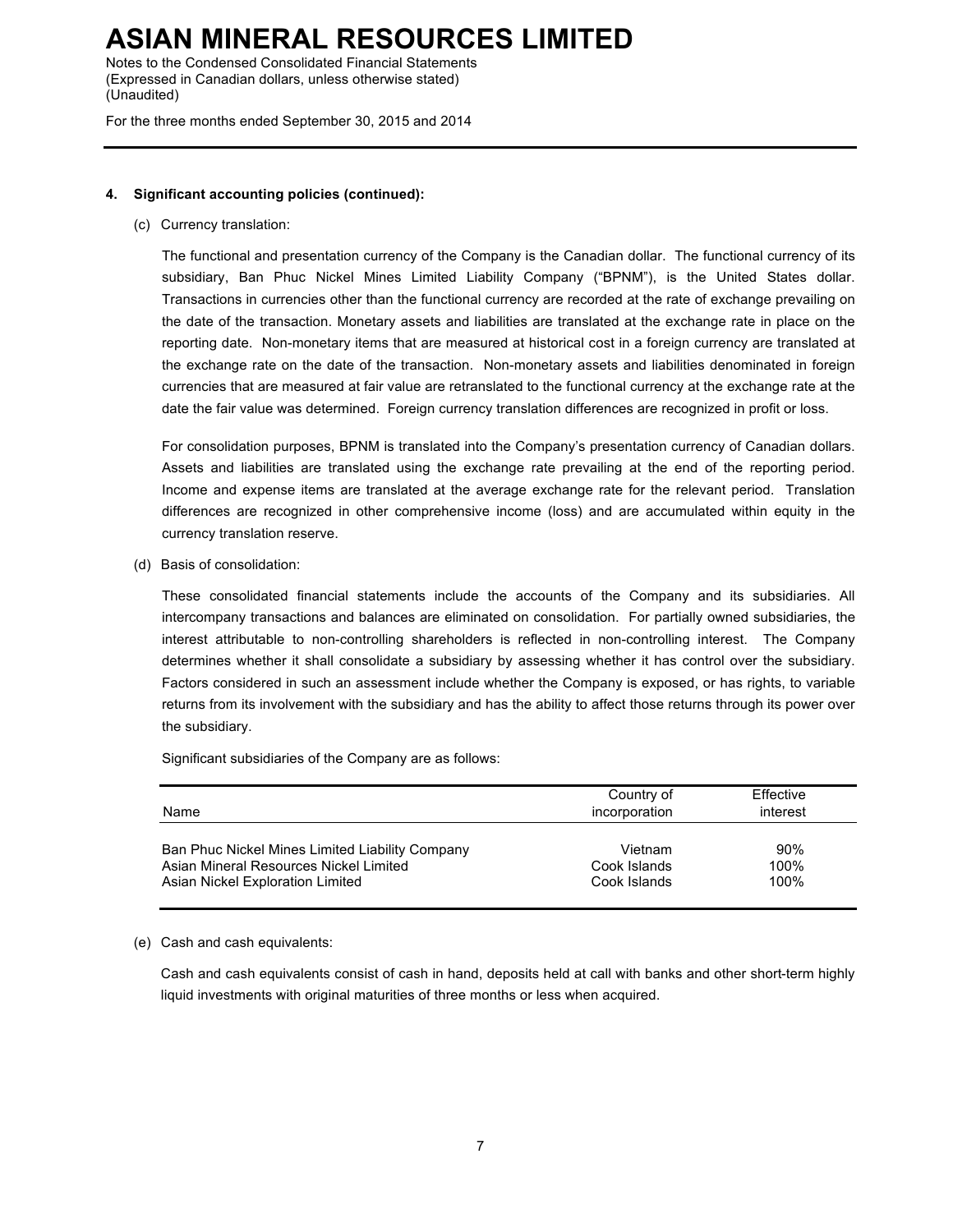**4. Significant accounting policies (continued):**

(c) Currency translation:

The functional and presentation currency of the Company is the Canadian dollar. The functional currency of its subsidiary, Ban Phuc Nickel Mines Limited Liability Company ("BPNM"), is the United States dollar. Transactions in currencies other than the functional currency are recorded at the rate of exchange prevailing on the date of the transaction. Monetary assets and liabilities are translated at the exchange rate in place on the reporting date. Non-monetary items that are measured at historical cost in a foreign currency are translated at the exchange rate on the date of the transaction. Non-monetary assets and liabilities denominated in foreign currencies that are measured at fair value are retranslated to the functional currency at the exchange rate at the date the fair value was determined. Foreign currency translation differences are recognized in profit or loss.

For consolidation purposes, BPNM is translated into the Company's presentation currency of Canadian dollars. Assets and liabilities are translated using the exchange rate prevailing at the end of the reporting period. Income and expense items are translated at the average exchange rate for the relevant period. Translation differences are recognized in other comprehensive income (loss) and are accumulated within equity in the currency translation reserve.

(d) Basis of consolidation:

These consolidated financial statements include the accounts of the Company and its subsidiaries. All intercompany transactions and balances are eliminated on consolidation. For partially owned subsidiaries, the interest attributable to non-controlling shareholders is reflected in non-controlling interest. The Company determines whether it shall consolidate a subsidiary by assessing whether it has control over the subsidiary. Factors considered in such an assessment include whether the Company is exposed, or has rights, to variable returns from its involvement with the subsidiary and has the ability to affect those returns through its power over the subsidiary.

Significant subsidiaries of the Company are as follows:

| Name | Country of incorporation | Effective interest |
|---|---|---|
| Ban Phuc Nickel Mines Limited Liability Company | Vietnam | 90% |
| Asian Mineral Resources Nickel Limited | Cook Islands | 100% |
| Asian Nickel Exploration Limited | Cook Islands | 100% |

(e) Cash and cash equivalents:

Cash and cash equivalents consist of cash in hand, deposits held at call with banks and other short-term highly liquid investments with original maturities of three months or less when acquired.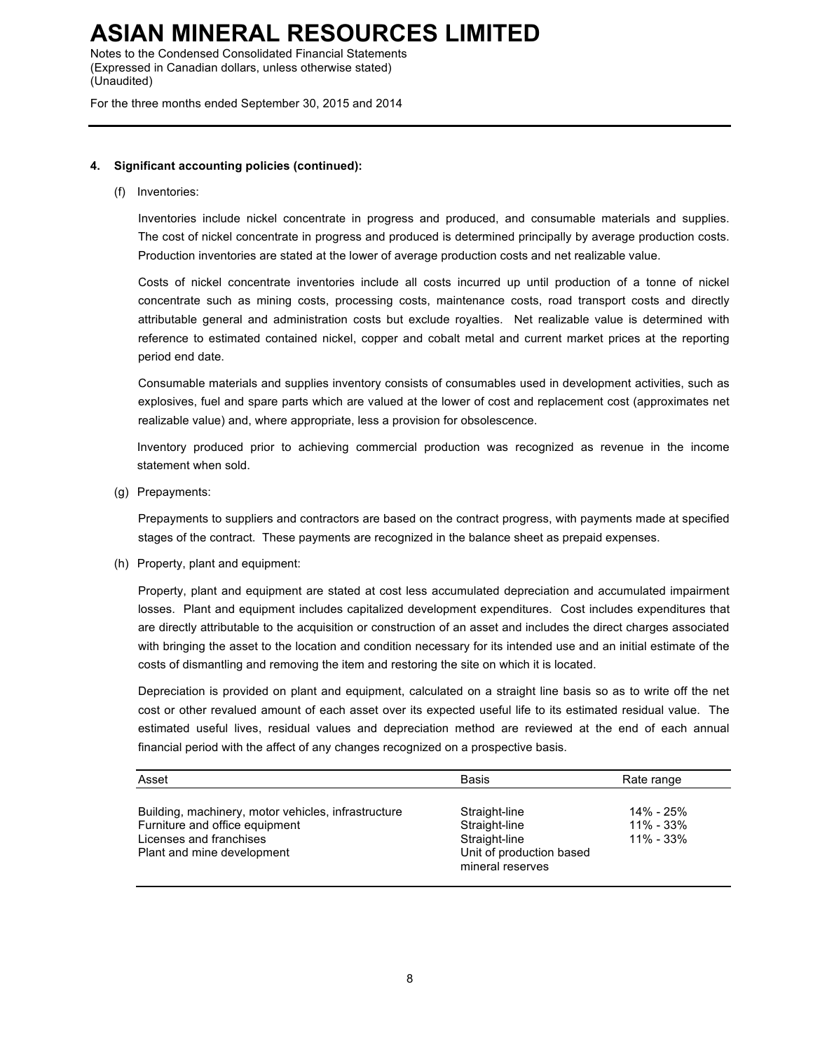**4. Significant accounting policies (continued):**

(f) Inventories:

Inventories include nickel concentrate in progress and produced, and consumable materials and supplies. The cost of nickel concentrate in progress and produced is determined principally by average production costs. Production inventories are stated at the lower of average production costs and net realizable value.

Costs of nickel concentrate inventories include all costs incurred up until production of a tonne of nickel concentrate such as mining costs, processing costs, maintenance costs, road transport costs and directly attributable general and administration costs but exclude royalties. Net realizable value is determined with reference to estimated contained nickel, copper and cobalt metal and current market prices at the reporting period end date.

Consumable materials and supplies inventory consists of consumables used in development activities, such as explosives, fuel and spare parts which are valued at the lower of cost and replacement cost (approximates net realizable value) and, where appropriate, less a provision for obsolescence.

Inventory produced prior to achieving commercial production was recognized as revenue in the income statement when sold.

(g) Prepayments:

Prepayments to suppliers and contractors are based on the contract progress, with payments made at specified stages of the contract. These payments are recognized in the balance sheet as prepaid expenses.

(h) Property, plant and equipment:

Property, plant and equipment are stated at cost less accumulated depreciation and accumulated impairment losses. Plant and equipment includes capitalized development expenditures. Cost includes expenditures that are directly attributable to the acquisition or construction of an asset and includes the direct charges associated with bringing the asset to the location and condition necessary for its intended use and an initial estimate of the costs of dismantling and removing the item and restoring the site on which it is located.

Depreciation is provided on plant and equipment, calculated on a straight line basis so as to write off the net cost or other revalued amount of each asset over its expected useful life to its estimated residual value. The estimated useful lives, residual values and depreciation method are reviewed at the end of each annual financial period with the affect of any changes recognized on a prospective basis.

| Asset | Basis | Rate range |
|---|---|---|
| Building, machinery, motor vehicles, infrastructure | Straight-line | 14% - 25% |
| Furniture and office equipment | Straight-line | 11% - 33% |
| Licenses and franchises | Straight-line | 11% - 33% |
| Plant and mine development | Unit of production based mineral reserves | |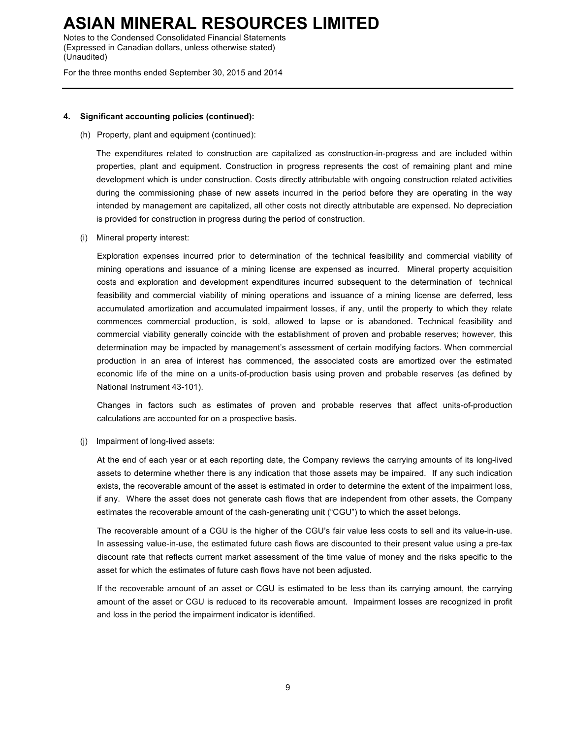## 4. Significant accounting policies (continued):

(h) Property, plant and equipment (continued):

The expenditures related to construction are capitalized as construction-in-progress and are included within properties, plant and equipment. Construction in progress represents the cost of remaining plant and mine development which is under construction. Costs directly attributable with ongoing construction related activities during the commissioning phase of new assets incurred in the period before they are operating in the way intended by management are capitalized, all other costs not directly attributable are expensed. No depreciation is provided for construction in progress during the period of construction.

(i) Mineral property interest:

Exploration expenses incurred prior to determination of the technical feasibility and commercial viability of mining operations and issuance of a mining license are expensed as incurred. Mineral property acquisition costs and exploration and development expenditures incurred subsequent to the determination of technical feasibility and commercial viability of mining operations and issuance of a mining license are deferred, less accumulated amortization and accumulated impairment losses, if any, until the property to which they relate commences commercial production, is sold, allowed to lapse or is abandoned. Technical feasibility and commercial viability generally coincide with the establishment of proven and probable reserves; however, this determination may be impacted by management's assessment of certain modifying factors. When commercial production in an area of interest has commenced, the associated costs are amortized over the estimated economic life of the mine on a units-of-production basis using proven and probable reserves (as defined by National Instrument 43-101).

Changes in factors such as estimates of proven and probable reserves that affect units-of-production calculations are accounted for on a prospective basis.

(j) Impairment of long-lived assets:

At the end of each year or at each reporting date, the Company reviews the carrying amounts of its long-lived assets to determine whether there is any indication that those assets may be impaired. If any such indication exists, the recoverable amount of the asset is estimated in order to determine the extent of the impairment loss, if any. Where the asset does not generate cash flows that are independent from other assets, the Company estimates the recoverable amount of the cash-generating unit ("CGU") to which the asset belongs.

The recoverable amount of a CGU is the higher of the CGU's fair value less costs to sell and its value-in-use. In assessing value-in-use, the estimated future cash flows are discounted to their present value using a pre-tax discount rate that reflects current market assessment of the time value of money and the risks specific to the asset for which the estimates of future cash flows have not been adjusted.

If the recoverable amount of an asset or CGU is estimated to be less than its carrying amount, the carrying amount of the asset or CGU is reduced to its recoverable amount. Impairment losses are recognized in profit and loss in the period the impairment indicator is identified.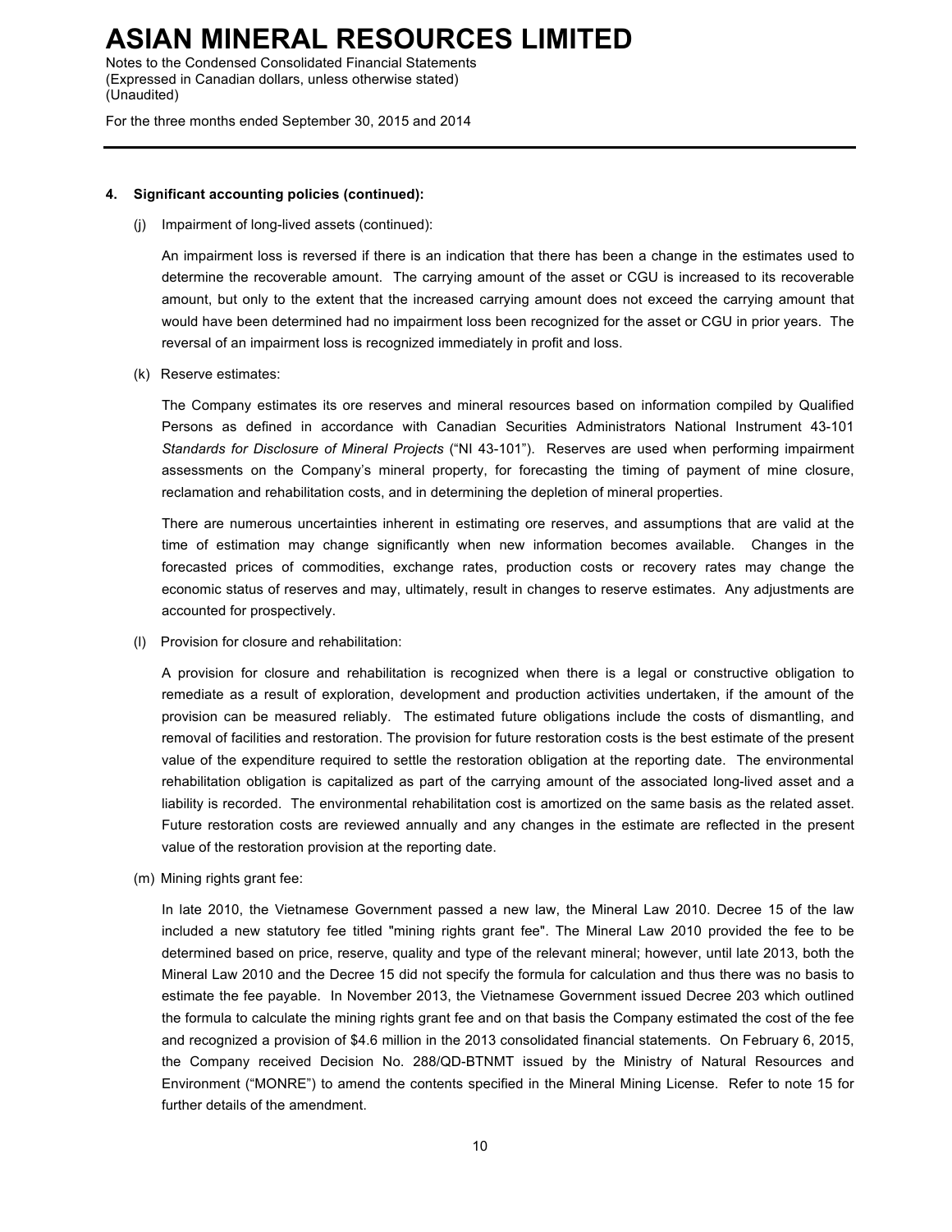**4. Significant accounting policies (continued):**

(j) Impairment of long-lived assets (continued):

An impairment loss is reversed if there is an indication that there has been a change in the estimates used to determine the recoverable amount. The carrying amount of the asset or CGU is increased to its recoverable amount, but only to the extent that the increased carrying amount does not exceed the carrying amount that would have been determined had no impairment loss been recognized for the asset or CGU in prior years. The reversal of an impairment loss is recognized immediately in profit and loss.

(k) Reserve estimates:

The Company estimates its ore reserves and mineral resources based on information compiled by Qualified Persons as defined in accordance with Canadian Securities Administrators National Instrument 43-101 *Standards for Disclosure of Mineral Projects* ("NI 43-101"). Reserves are used when performing impairment assessments on the Company's mineral property, for forecasting the timing of payment of mine closure, reclamation and rehabilitation costs, and in determining the depletion of mineral properties.

There are numerous uncertainties inherent in estimating ore reserves, and assumptions that are valid at the time of estimation may change significantly when new information becomes available. Changes in the forecasted prices of commodities, exchange rates, production costs or recovery rates may change the economic status of reserves and may, ultimately, result in changes to reserve estimates. Any adjustments are accounted for prospectively.

(l) Provision for closure and rehabilitation:

A provision for closure and rehabilitation is recognized when there is a legal or constructive obligation to remediate as a result of exploration, development and production activities undertaken, if the amount of the provision can be measured reliably. The estimated future obligations include the costs of dismantling, and removal of facilities and restoration. The provision for future restoration costs is the best estimate of the present value of the expenditure required to settle the restoration obligation at the reporting date. The environmental rehabilitation obligation is capitalized as part of the carrying amount of the associated long-lived asset and a liability is recorded. The environmental rehabilitation cost is amortized on the same basis as the related asset. Future restoration costs are reviewed annually and any changes in the estimate are reflected in the present value of the restoration provision at the reporting date.

(m) Mining rights grant fee:

In late 2010, the Vietnamese Government passed a new law, the Mineral Law 2010. Decree 15 of the law included a new statutory fee titled "mining rights grant fee". The Mineral Law 2010 provided the fee to be determined based on price, reserve, quality and type of the relevant mineral; however, until late 2013, both the Mineral Law 2010 and the Decree 15 did not specify the formula for calculation and thus there was no basis to estimate the fee payable. In November 2013, the Vietnamese Government issued Decree 203 which outlined the formula to calculate the mining rights grant fee and on that basis the Company estimated the cost of the fee and recognized a provision of $4.6 million in the 2013 consolidated financial statements. On February 6, 2015, the Company received Decision No. 288/QD-BTNMT issued by the Ministry of Natural Resources and Environment ("MONRE") to amend the contents specified in the Mineral Mining License. Refer to note 15 for further details of the amendment.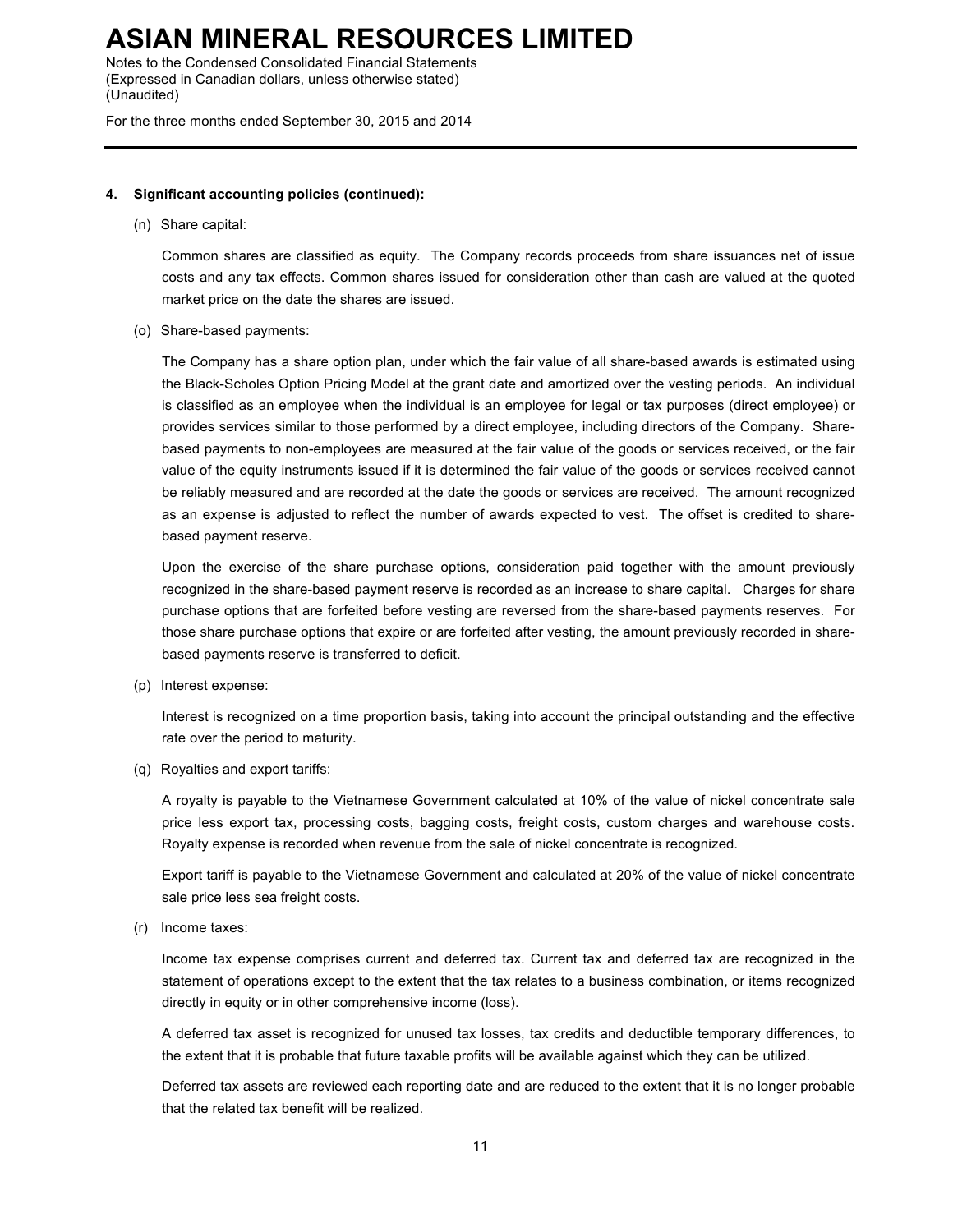**4. Significant accounting policies (continued):**

(n) Share capital:

Common shares are classified as equity. The Company records proceeds from share issuances net of issue costs and any tax effects. Common shares issued for consideration other than cash are valued at the quoted market price on the date the shares are issued.

(o) Share-based payments:

The Company has a share option plan, under which the fair value of all share-based awards is estimated using the Black-Scholes Option Pricing Model at the grant date and amortized over the vesting periods. An individual is classified as an employee when the individual is an employee for legal or tax purposes (direct employee) or provides services similar to those performed by a direct employee, including directors of the Company. Share-based payments to non-employees are measured at the fair value of the goods or services received, or the fair value of the equity instruments issued if it is determined the fair value of the goods or services received cannot be reliably measured and are recorded at the date the goods or services are received. The amount recognized as an expense is adjusted to reflect the number of awards expected to vest. The offset is credited to share-based payment reserve.

Upon the exercise of the share purchase options, consideration paid together with the amount previously recognized in the share-based payment reserve is recorded as an increase to share capital. Charges for share purchase options that are forfeited before vesting are reversed from the share-based payments reserves. For those share purchase options that expire or are forfeited after vesting, the amount previously recorded in share-based payments reserve is transferred to deficit.

(p) Interest expense:

Interest is recognized on a time proportion basis, taking into account the principal outstanding and the effective rate over the period to maturity.

(q) Royalties and export tariffs:

A royalty is payable to the Vietnamese Government calculated at 10% of the value of nickel concentrate sale price less export tax, processing costs, bagging costs, freight costs, custom charges and warehouse costs. Royalty expense is recorded when revenue from the sale of nickel concentrate is recognized.

Export tariff is payable to the Vietnamese Government and calculated at 20% of the value of nickel concentrate sale price less sea freight costs.

(r) Income taxes:

Income tax expense comprises current and deferred tax. Current tax and deferred tax are recognized in the statement of operations except to the extent that the tax relates to a business combination, or items recognized directly in equity or in other comprehensive income (loss).

A deferred tax asset is recognized for unused tax losses, tax credits and deductible temporary differences, to the extent that it is probable that future taxable profits will be available against which they can be utilized.

Deferred tax assets are reviewed each reporting date and are reduced to the extent that it is no longer probable that the related tax benefit will be realized.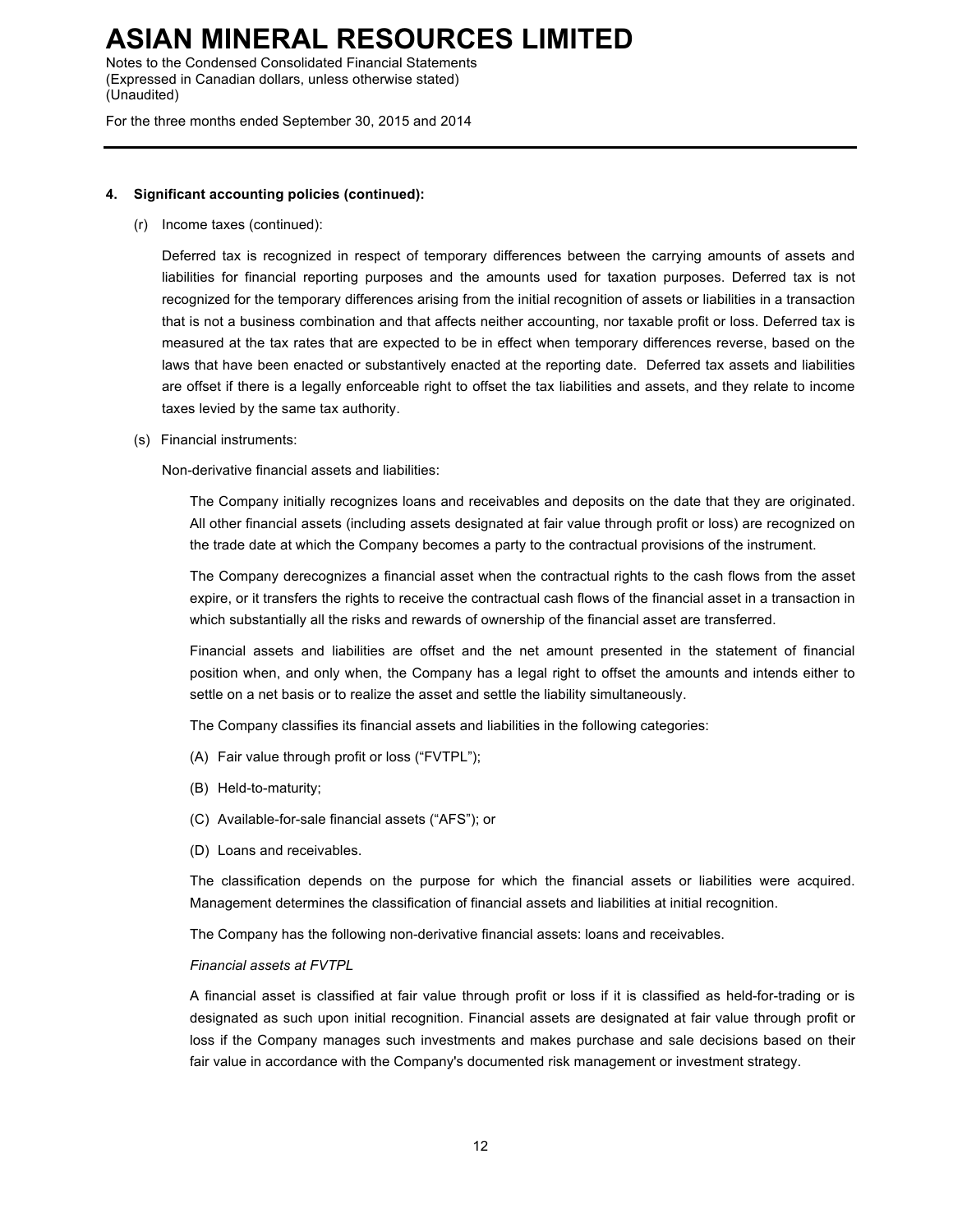**4. Significant accounting policies (continued):**

(r) Income taxes (continued):

Deferred tax is recognized in respect of temporary differences between the carrying amounts of assets and liabilities for financial reporting purposes and the amounts used for taxation purposes. Deferred tax is not recognized for the temporary differences arising from the initial recognition of assets or liabilities in a transaction that is not a business combination and that affects neither accounting, nor taxable profit or loss. Deferred tax is measured at the tax rates that are expected to be in effect when temporary differences reverse, based on the laws that have been enacted or substantively enacted at the reporting date. Deferred tax assets and liabilities are offset if there is a legally enforceable right to offset the tax liabilities and assets, and they relate to income taxes levied by the same tax authority.

(s) Financial instruments:

Non-derivative financial assets and liabilities:

The Company initially recognizes loans and receivables and deposits on the date that they are originated. All other financial assets (including assets designated at fair value through profit or loss) are recognized on the trade date at which the Company becomes a party to the contractual provisions of the instrument.

The Company derecognizes a financial asset when the contractual rights to the cash flows from the asset expire, or it transfers the rights to receive the contractual cash flows of the financial asset in a transaction in which substantially all the risks and rewards of ownership of the financial asset are transferred.

Financial assets and liabilities are offset and the net amount presented in the statement of financial position when, and only when, the Company has a legal right to offset the amounts and intends either to settle on a net basis or to realize the asset and settle the liability simultaneously.

The Company classifies its financial assets and liabilities in the following categories:

(A) Fair value through profit or loss ("FVTPL");

(B) Held-to-maturity;

(C) Available-for-sale financial assets ("AFS"); or

(D) Loans and receivables.

The classification depends on the purpose for which the financial assets or liabilities were acquired. Management determines the classification of financial assets and liabilities at initial recognition.

The Company has the following non-derivative financial assets: loans and receivables.

*Financial assets at FVTPL*

A financial asset is classified at fair value through profit or loss if it is classified as held-for-trading or is designated as such upon initial recognition. Financial assets are designated at fair value through profit or loss if the Company manages such investments and makes purchase and sale decisions based on their fair value in accordance with the Company's documented risk management or investment strategy.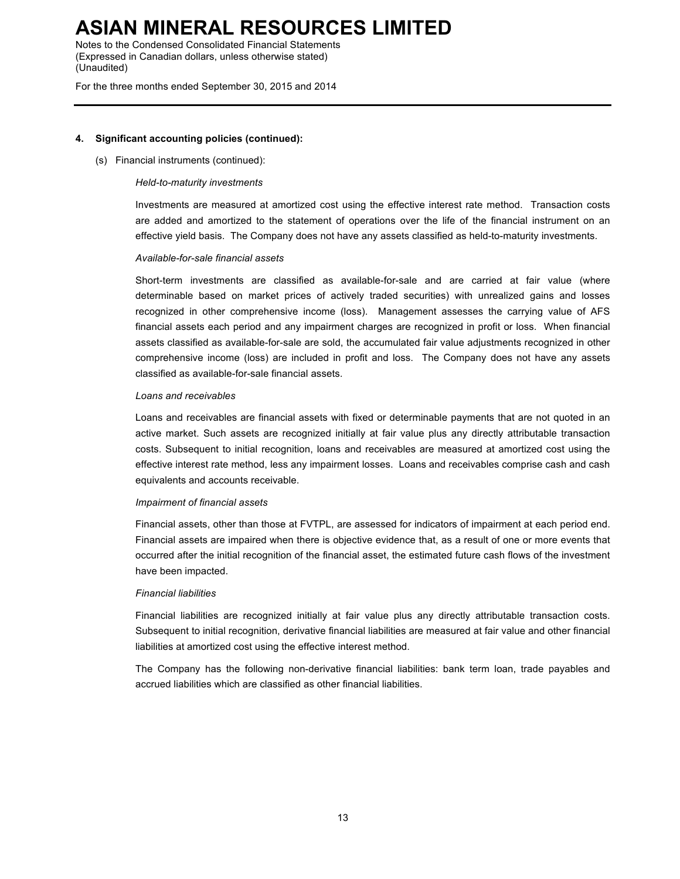#### 4. Significant accounting policies (continued):

(s) Financial instruments (continued):

*Held-to-maturity investments*

Investments are measured at amortized cost using the effective interest rate method. Transaction costs are added and amortized to the statement of operations over the life of the financial instrument on an effective yield basis. The Company does not have any assets classified as held-to-maturity investments.

*Available-for-sale financial assets*

Short-term investments are classified as available-for-sale and are carried at fair value (where determinable based on market prices of actively traded securities) with unrealized gains and losses recognized in other comprehensive income (loss). Management assesses the carrying value of AFS financial assets each period and any impairment charges are recognized in profit or loss. When financial assets classified as available-for-sale are sold, the accumulated fair value adjustments recognized in other comprehensive income (loss) are included in profit and loss. The Company does not have any assets classified as available-for-sale financial assets.

*Loans and receivables*

Loans and receivables are financial assets with fixed or determinable payments that are not quoted in an active market. Such assets are recognized initially at fair value plus any directly attributable transaction costs. Subsequent to initial recognition, loans and receivables are measured at amortized cost using the effective interest rate method, less any impairment losses. Loans and receivables comprise cash and cash equivalents and accounts receivable.

*Impairment of financial assets*

Financial assets, other than those at FVTPL, are assessed for indicators of impairment at each period end. Financial assets are impaired when there is objective evidence that, as a result of one or more events that occurred after the initial recognition of the financial asset, the estimated future cash flows of the investment have been impacted.

*Financial liabilities*

Financial liabilities are recognized initially at fair value plus any directly attributable transaction costs. Subsequent to initial recognition, derivative financial liabilities are measured at fair value and other financial liabilities at amortized cost using the effective interest method.

The Company has the following non-derivative financial liabilities: bank term loan, trade payables and accrued liabilities which are classified as other financial liabilities.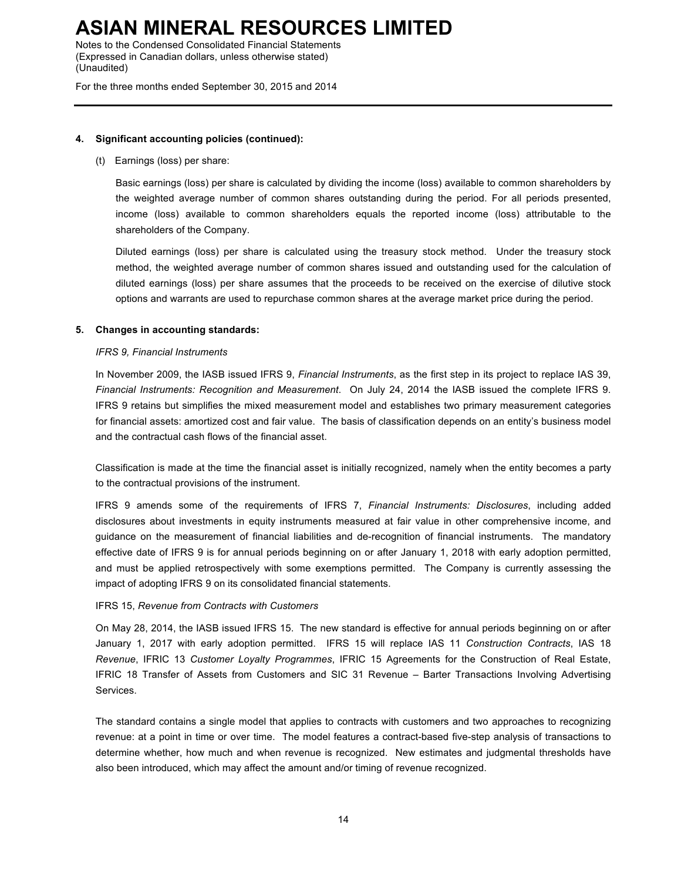**4. Significant accounting policies (continued):**

(t) Earnings (loss) per share:

Basic earnings (loss) per share is calculated by dividing the income (loss) available to common shareholders by the weighted average number of common shares outstanding during the period. For all periods presented, income (loss) available to common shareholders equals the reported income (loss) attributable to the shareholders of the Company.

Diluted earnings (loss) per share is calculated using the treasury stock method. Under the treasury stock method, the weighted average number of common shares issued and outstanding used for the calculation of diluted earnings (loss) per share assumes that the proceeds to be received on the exercise of dilutive stock options and warrants are used to repurchase common shares at the average market price during the period.

**5. Changes in accounting standards:**

*IFRS 9, Financial Instruments*

In November 2009, the IASB issued IFRS 9, *Financial Instruments*, as the first step in its project to replace IAS 39, *Financial Instruments: Recognition and Measurement*. On July 24, 2014 the IASB issued the complete IFRS 9. IFRS 9 retains but simplifies the mixed measurement model and establishes two primary measurement categories for financial assets: amortized cost and fair value. The basis of classification depends on an entity's business model and the contractual cash flows of the financial asset.

Classification is made at the time the financial asset is initially recognized, namely when the entity becomes a party to the contractual provisions of the instrument.

IFRS 9 amends some of the requirements of IFRS 7, *Financial Instruments: Disclosures*, including added disclosures about investments in equity instruments measured at fair value in other comprehensive income, and guidance on the measurement of financial liabilities and de-recognition of financial instruments. The mandatory effective date of IFRS 9 is for annual periods beginning on or after January 1, 2018 with early adoption permitted, and must be applied retrospectively with some exemptions permitted. The Company is currently assessing the impact of adopting IFRS 9 on its consolidated financial statements.

IFRS 15, *Revenue from Contracts with Customers*

On May 28, 2014, the IASB issued IFRS 15. The new standard is effective for annual periods beginning on or after January 1, 2017 with early adoption permitted. IFRS 15 will replace IAS 11 *Construction Contracts*, IAS 18 *Revenue*, IFRIC 13 *Customer Loyalty Programmes*, IFRIC 15 Agreements for the Construction of Real Estate, IFRIC 18 Transfer of Assets from Customers and SIC 31 Revenue – Barter Transactions Involving Advertising Services.

The standard contains a single model that applies to contracts with customers and two approaches to recognizing revenue: at a point in time or over time. The model features a contract-based five-step analysis of transactions to determine whether, how much and when revenue is recognized. New estimates and judgmental thresholds have also been introduced, which may affect the amount and/or timing of revenue recognized.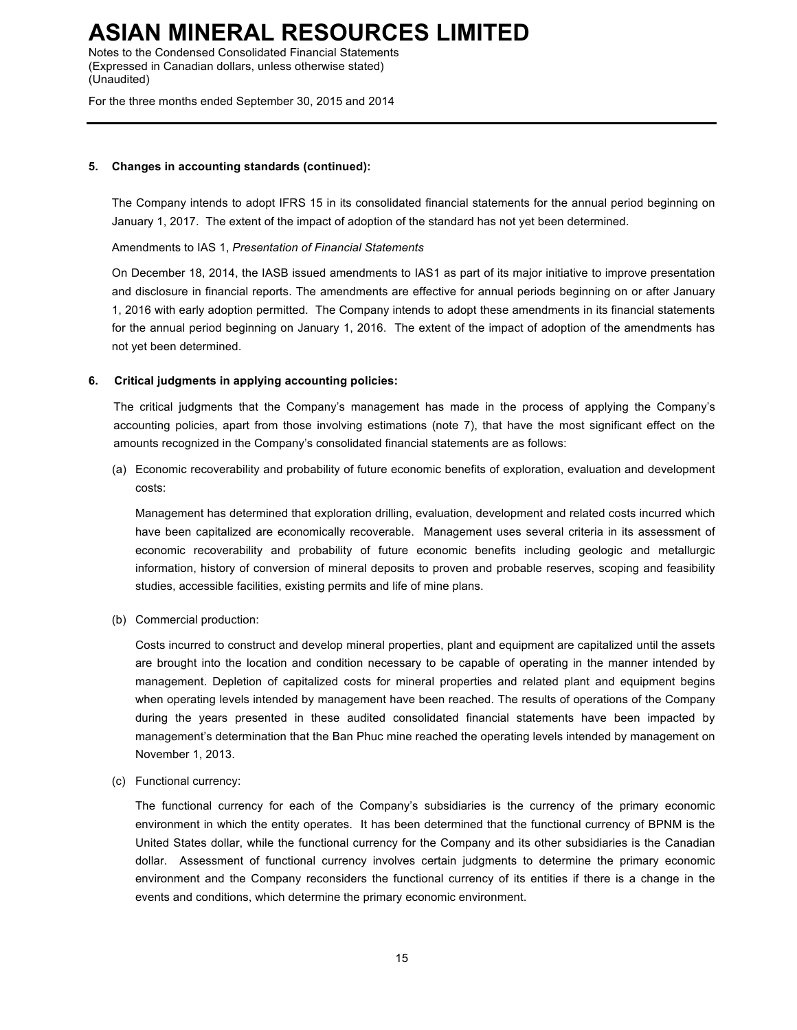**5. Changes in accounting standards (continued):**

The Company intends to adopt IFRS 15 in its consolidated financial statements for the annual period beginning on January 1, 2017. The extent of the impact of adoption of the standard has not yet been determined.

Amendments to IAS 1, *Presentation of Financial Statements*

On December 18, 2014, the IASB issued amendments to IAS1 as part of its major initiative to improve presentation and disclosure in financial reports. The amendments are effective for annual periods beginning on or after January 1, 2016 with early adoption permitted. The Company intends to adopt these amendments in its financial statements for the annual period beginning on January 1, 2016. The extent of the impact of adoption of the amendments has not yet been determined.

**6. Critical judgments in applying accounting policies:**

The critical judgments that the Company's management has made in the process of applying the Company's accounting policies, apart from those involving estimations (note 7), that have the most significant effect on the amounts recognized in the Company's consolidated financial statements are as follows:

(a) Economic recoverability and probability of future economic benefits of exploration, evaluation and development costs:

Management has determined that exploration drilling, evaluation, development and related costs incurred which have been capitalized are economically recoverable. Management uses several criteria in its assessment of economic recoverability and probability of future economic benefits including geologic and metallurgic information, history of conversion of mineral deposits to proven and probable reserves, scoping and feasibility studies, accessible facilities, existing permits and life of mine plans.

(b) Commercial production:

Costs incurred to construct and develop mineral properties, plant and equipment are capitalized until the assets are brought into the location and condition necessary to be capable of operating in the manner intended by management. Depletion of capitalized costs for mineral properties and related plant and equipment begins when operating levels intended by management have been reached. The results of operations of the Company during the years presented in these audited consolidated financial statements have been impacted by management's determination that the Ban Phuc mine reached the operating levels intended by management on November 1, 2013.

(c) Functional currency:

The functional currency for each of the Company's subsidiaries is the currency of the primary economic environment in which the entity operates. It has been determined that the functional currency of BPNM is the United States dollar, while the functional currency for the Company and its other subsidiaries is the Canadian dollar. Assessment of functional currency involves certain judgments to determine the primary economic environment and the Company reconsiders the functional currency of its entities if there is a change in the events and conditions, which determine the primary economic environment.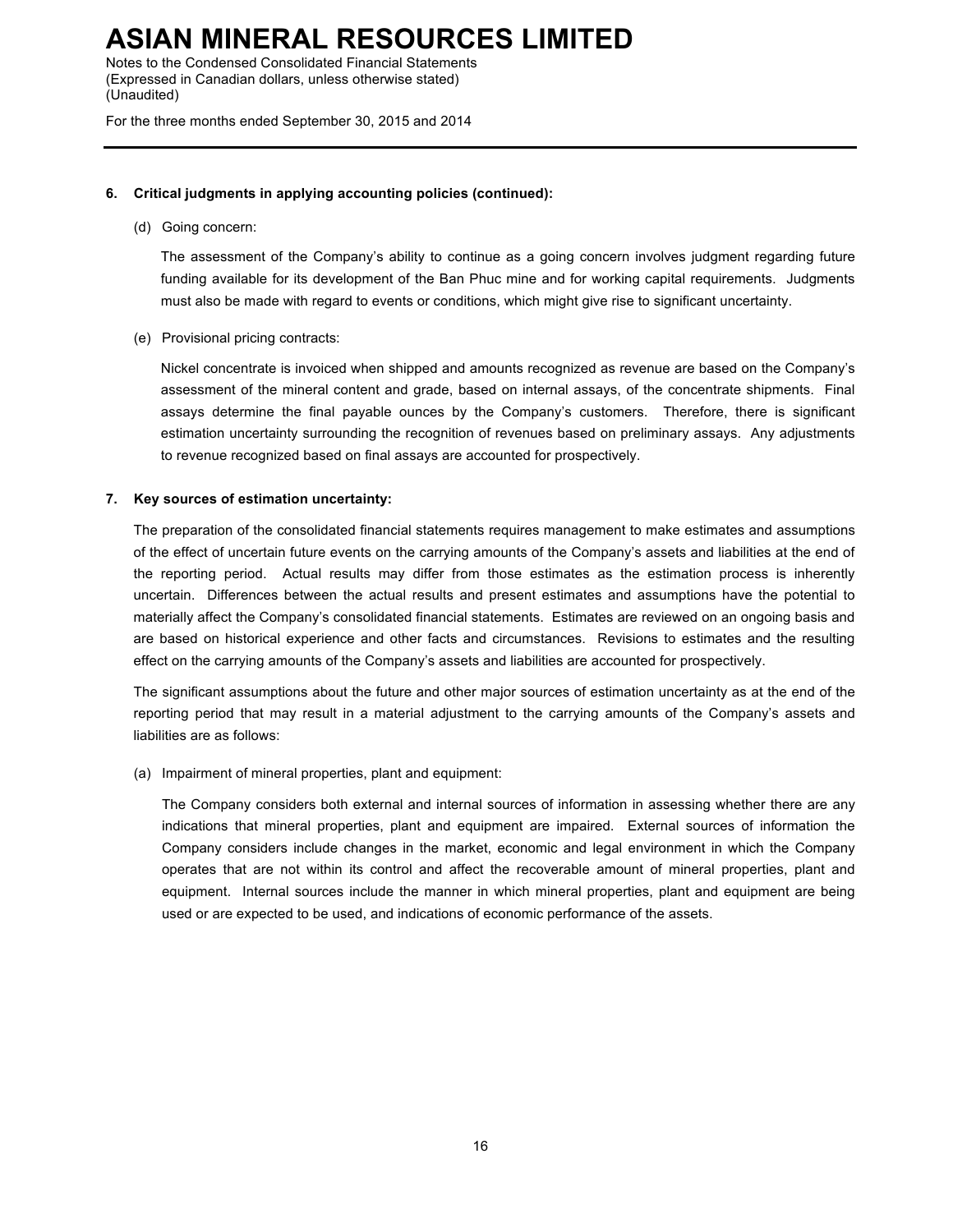### 6. Critical judgments in applying accounting policies (continued):

(d) Going concern:

The assessment of the Company's ability to continue as a going concern involves judgment regarding future funding available for its development of the Ban Phuc mine and for working capital requirements. Judgments must also be made with regard to events or conditions, which might give rise to significant uncertainty.

(e) Provisional pricing contracts:

Nickel concentrate is invoiced when shipped and amounts recognized as revenue are based on the Company's assessment of the mineral content and grade, based on internal assays, of the concentrate shipments. Final assays determine the final payable ounces by the Company's customers. Therefore, there is significant estimation uncertainty surrounding the recognition of revenues based on preliminary assays. Any adjustments to revenue recognized based on final assays are accounted for prospectively.

### 7. Key sources of estimation uncertainty:

The preparation of the consolidated financial statements requires management to make estimates and assumptions of the effect of uncertain future events on the carrying amounts of the Company's assets and liabilities at the end of the reporting period. Actual results may differ from those estimates as the estimation process is inherently uncertain. Differences between the actual results and present estimates and assumptions have the potential to materially affect the Company's consolidated financial statements. Estimates are reviewed on an ongoing basis and are based on historical experience and other facts and circumstances. Revisions to estimates and the resulting effect on the carrying amounts of the Company's assets and liabilities are accounted for prospectively.

The significant assumptions about the future and other major sources of estimation uncertainty as at the end of the reporting period that may result in a material adjustment to the carrying amounts of the Company's assets and liabilities are as follows:

(a) Impairment of mineral properties, plant and equipment:

The Company considers both external and internal sources of information in assessing whether there are any indications that mineral properties, plant and equipment are impaired. External sources of information the Company considers include changes in the market, economic and legal environment in which the Company operates that are not within its control and affect the recoverable amount of mineral properties, plant and equipment. Internal sources include the manner in which mineral properties, plant and equipment are being used or are expected to be used, and indications of economic performance of the assets.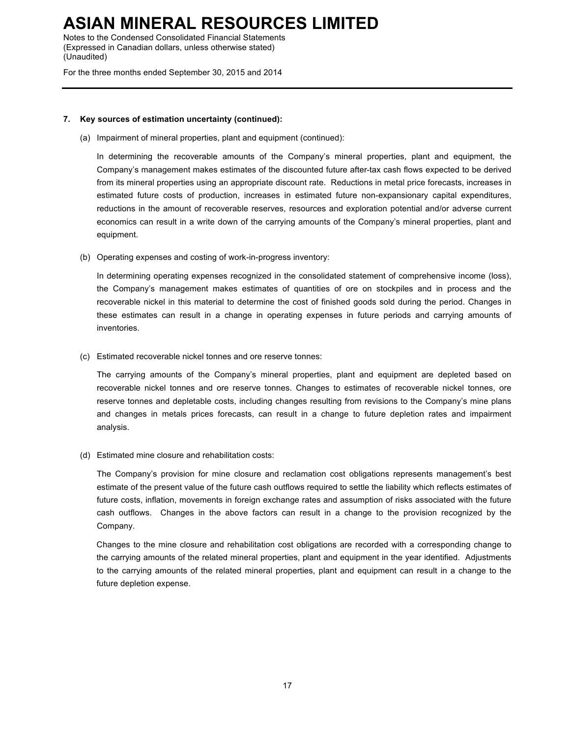**7. Key sources of estimation uncertainty (continued):**

(a) Impairment of mineral properties, plant and equipment (continued):

In determining the recoverable amounts of the Company's mineral properties, plant and equipment, the Company's management makes estimates of the discounted future after-tax cash flows expected to be derived from its mineral properties using an appropriate discount rate. Reductions in metal price forecasts, increases in estimated future costs of production, increases in estimated future non-expansionary capital expenditures, reductions in the amount of recoverable reserves, resources and exploration potential and/or adverse current economics can result in a write down of the carrying amounts of the Company's mineral properties, plant and equipment.

(b) Operating expenses and costing of work-in-progress inventory:

In determining operating expenses recognized in the consolidated statement of comprehensive income (loss), the Company's management makes estimates of quantities of ore on stockpiles and in process and the recoverable nickel in this material to determine the cost of finished goods sold during the period. Changes in these estimates can result in a change in operating expenses in future periods and carrying amounts of inventories.

(c) Estimated recoverable nickel tonnes and ore reserve tonnes:

The carrying amounts of the Company's mineral properties, plant and equipment are depleted based on recoverable nickel tonnes and ore reserve tonnes. Changes to estimates of recoverable nickel tonnes, ore reserve tonnes and depletable costs, including changes resulting from revisions to the Company's mine plans and changes in metals prices forecasts, can result in a change to future depletion rates and impairment analysis.

(d) Estimated mine closure and rehabilitation costs:

The Company's provision for mine closure and reclamation cost obligations represents management's best estimate of the present value of the future cash outflows required to settle the liability which reflects estimates of future costs, inflation, movements in foreign exchange rates and assumption of risks associated with the future cash outflows. Changes in the above factors can result in a change to the provision recognized by the Company.

Changes to the mine closure and rehabilitation cost obligations are recorded with a corresponding change to the carrying amounts of the related mineral properties, plant and equipment in the year identified. Adjustments to the carrying amounts of the related mineral properties, plant and equipment can result in a change to the future depletion expense.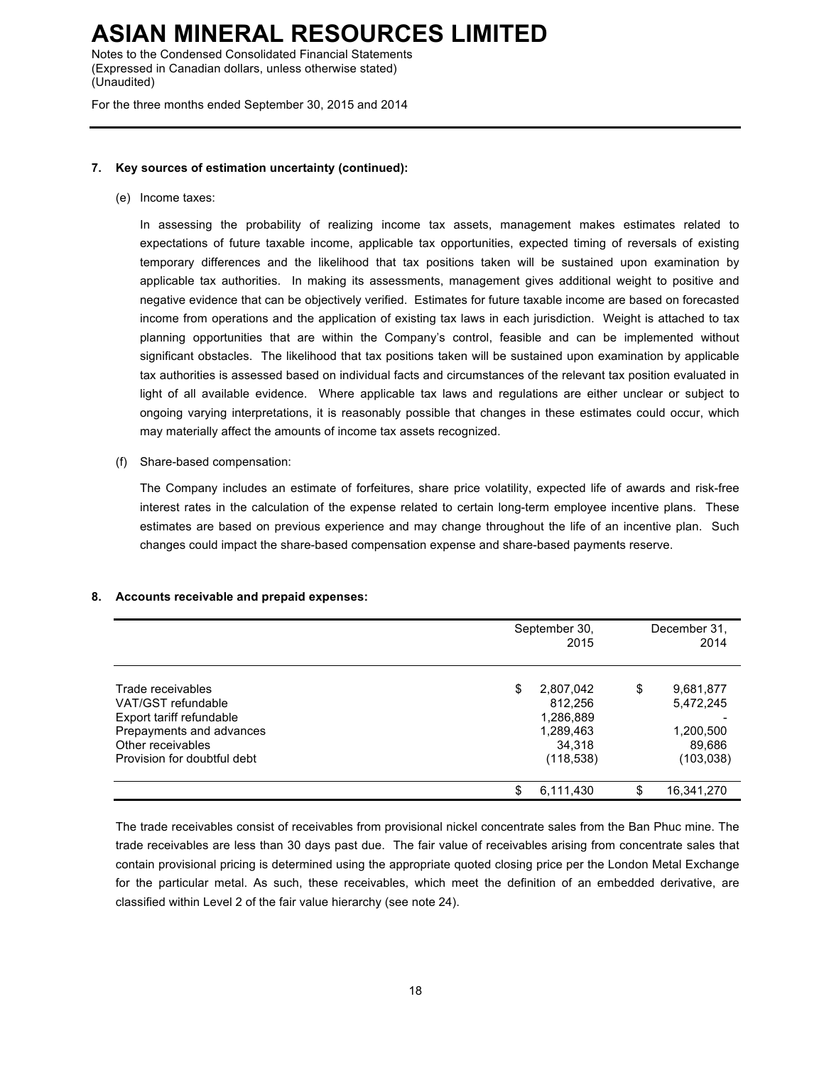### 7. Key sources of estimation uncertainty (continued):

(e) Income taxes:

In assessing the probability of realizing income tax assets, management makes estimates related to expectations of future taxable income, applicable tax opportunities, expected timing of reversals of existing temporary differences and the likelihood that tax positions taken will be sustained upon examination by applicable tax authorities. In making its assessments, management gives additional weight to positive and negative evidence that can be objectively verified. Estimates for future taxable income are based on forecasted income from operations and the application of existing tax laws in each jurisdiction. Weight is attached to tax planning opportunities that are within the Company's control, feasible and can be implemented without significant obstacles. The likelihood that tax positions taken will be sustained upon examination by applicable tax authorities is assessed based on individual facts and circumstances of the relevant tax position evaluated in light of all available evidence. Where applicable tax laws and regulations are either unclear or subject to ongoing varying interpretations, it is reasonably possible that changes in these estimates could occur, which may materially affect the amounts of income tax assets recognized.

(f) Share-based compensation:

The Company includes an estimate of forfeitures, share price volatility, expected life of awards and risk-free interest rates in the calculation of the expense related to certain long-term employee incentive plans. These estimates are based on previous experience and may change throughout the life of an incentive plan. Such changes could impact the share-based compensation expense and share-based payments reserve.

### 8. Accounts receivable and prepaid expenses:

| | September 30, 2015 | December 31, 2014 |
|---|---|---|
| Trade receivables | $ 2,807,042 | $ 9,681,877 |
| VAT/GST refundable | 812,256 | 5,472,245 |
| Export tariff refundable | 1,286,889 | - |
| Prepayments and advances | 1,289,463 | 1,200,500 |
| Other receivables | 34,318 | 89,686 |
| Provision for doubtful debt | (118,538) | (103,038) |
| | $ 6,111,430 | $ 16,341,270 |

The trade receivables consist of receivables from provisional nickel concentrate sales from the Ban Phuc mine. The trade receivables are less than 30 days past due. The fair value of receivables arising from concentrate sales that contain provisional pricing is determined using the appropriate quoted closing price per the London Metal Exchange for the particular metal. As such, these receivables, which meet the definition of an embedded derivative, are classified within Level 2 of the fair value hierarchy (see note 24).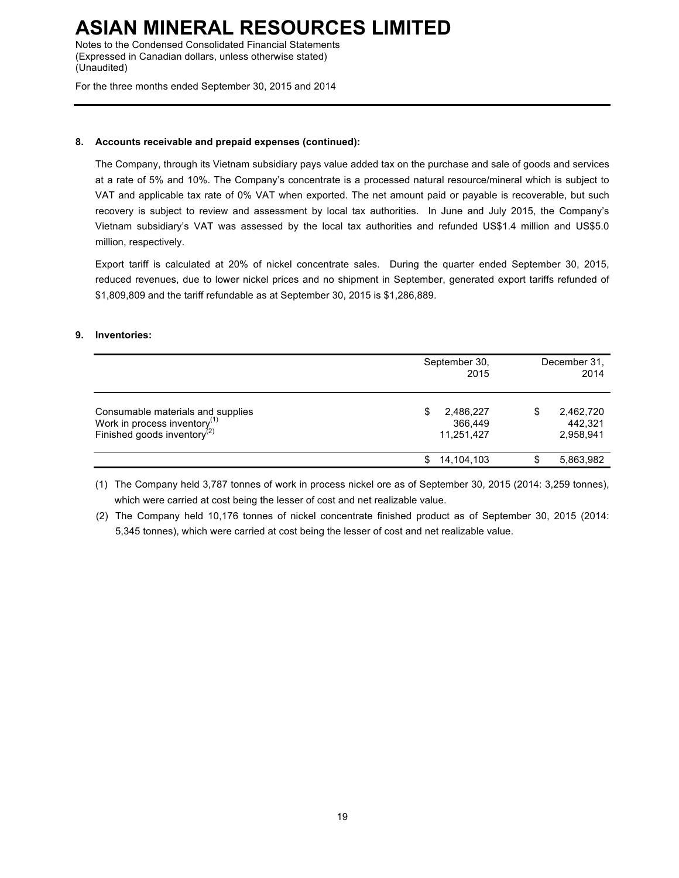**8. Accounts receivable and prepaid expenses (continued):**

The Company, through its Vietnam subsidiary pays value added tax on the purchase and sale of goods and services at a rate of 5% and 10%. The Company's concentrate is a processed natural resource/mineral which is subject to VAT and applicable tax rate of 0% VAT when exported. The net amount paid or payable is recoverable, but such recovery is subject to review and assessment by local tax authorities. In June and July 2015, the Company's Vietnam subsidiary's VAT was assessed by the local tax authorities and refunded US$1.4 million and US$5.0 million, respectively.

Export tariff is calculated at 20% of nickel concentrate sales. During the quarter ended September 30, 2015, reduced revenues, due to lower nickel prices and no shipment in September, generated export tariffs refunded of $1,809,809 and the tariff refundable as at September 30, 2015 is $1,286,889.

**9. Inventories:**

| | September 30, 2015 | December 31, 2014 |
|---|---|---|
| Consumable materials and supplies | $ 2,486,227 | $ 2,462,720 |
| Work in process inventory[(1)] | 366,449 | 442,321 |
| Finished goods inventory[(2)] | 11,251,427 | 2,958,941 |
| | $ 14,104,103 | $ 5,863,982 |

(1) The Company held 3,787 tonnes of work in process nickel ore as of September 30, 2015 (2014: 3,259 tonnes), which were carried at cost being the lesser of cost and net realizable value.

(2) The Company held 10,176 tonnes of nickel concentrate finished product as of September 30, 2015 (2014: 5,345 tonnes), which were carried at cost being the lesser of cost and net realizable value.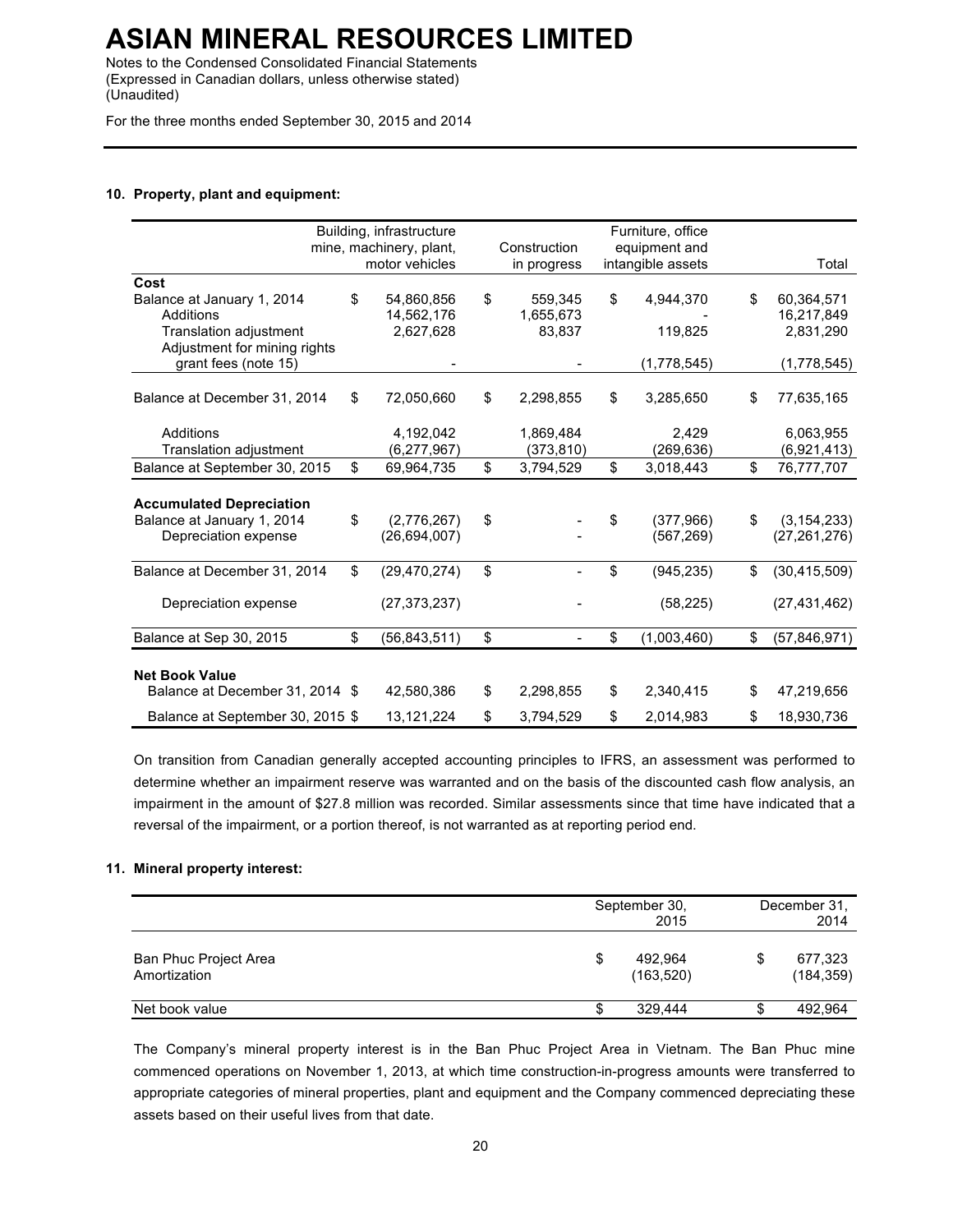# ASIAN MINERAL RESOURCES LIMITED

Notes to the Condensed Consolidated Financial Statements
(Expressed in Canadian dollars, unless otherwise stated)
(Unaudited)

For the three months ended September 30, 2015 and 2014

## 10. Property, plant and equipment:

| | Building, infrastructure mine, machinery, plant, motor vehicles | Construction in progress | Furniture, office equipment and intangible assets | Total |
|---|---|---|---|---|
| **Cost** | | | | |
| Balance at January 1, 2014 | $ 54,860,856 | $ 559,345 | $ 4,944,370 | $ 60,364,571 |
| Additions | 14,562,176 | 1,655,673 | - | 16,217,849 |
| Translation adjustment | 2,627,628 | 83,837 | 119,825 | 2,831,290 |
| Adjustment for mining rights grant fees (note 15) | - | - | (1,778,545) | (1,778,545) |
| Balance at December 31, 2014 | $ 72,050,660 | $ 2,298,855 | $ 3,285,650 | $ 77,635,165 |
| Additions | 4,192,042 | 1,869,484 | 2,429 | 6,063,955 |
| Translation adjustment | (6,277,967) | (373,810) | (269,636) | (6,921,413) |
| Balance at September 30, 2015 | $ 69,964,735 | $ 3,794,529 | $ 3,018,443 | $ 76,777,707 |
| **Accumulated Depreciation** | | | | |
| Balance at January 1, 2014 | $ (2,776,267) | $ - | $ (377,966) | $ (3,154,233) |
| Depreciation expense | (26,694,007) | - | (567,269) | (27,261,276) |
| Balance at December 31, 2014 | $ (29,470,274) | $ - | $ (945,235) | $ (30,415,509) |
| Depreciation expense | (27,373,237) | - | (58,225) | (27,431,462) |
| Balance at Sep 30, 2015 | $ (56,843,511) | $ - | $ (1,003,460) | $ (57,846,971) |
| **Net Book Value** | | | | |
| Balance at December 31, 2014 | $ 42,580,386 | $ 2,298,855 | $ 2,340,415 | $ 47,219,656 |
| Balance at September 30, 2015 | $ 13,121,224 | $ 3,794,529 | $ 2,014,983 | $ 18,930,736 |

On transition from Canadian generally accepted accounting principles to IFRS, an assessment was performed to determine whether an impairment reserve was warranted and on the basis of the discounted cash flow analysis, an impairment in the amount of $27.8 million was recorded. Similar assessments since that time have indicated that a reversal of the impairment, or a portion thereof, is not warranted as at reporting period end.

## 11. Mineral property interest:

| | September 30, 2015 | December 31, 2014 |
|---|---|---|
| Ban Phuc Project Area | $ 492,964 | $ 677,323 |
| Amortization | (163,520) | (184,359) |
| Net book value | $ 329,444 | $ 492,964 |

The Company's mineral property interest is in the Ban Phuc Project Area in Vietnam. The Ban Phuc mine commenced operations on November 1, 2013, at which time construction-in-progress amounts were transferred to appropriate categories of mineral properties, plant and equipment and the Company commenced depreciating these assets based on their useful lives from that date.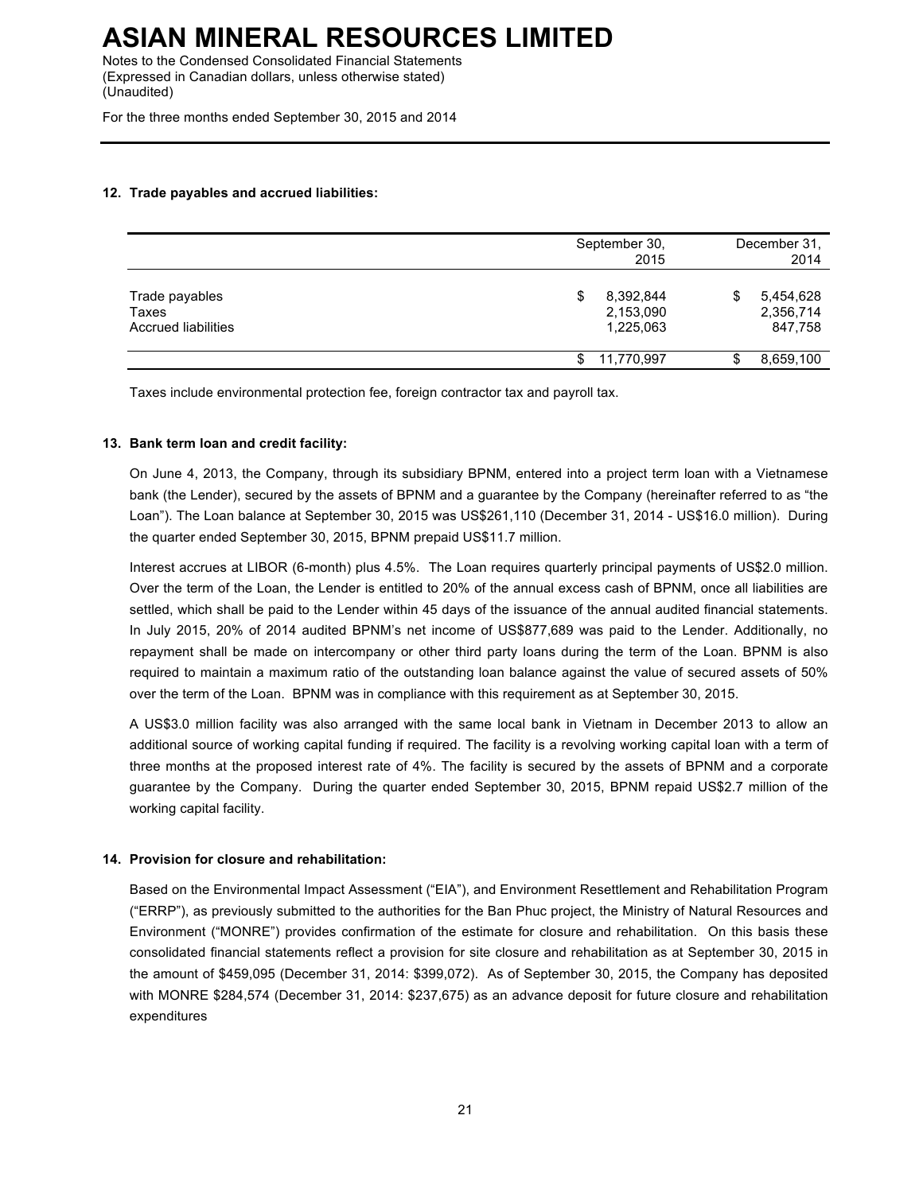## 12. Trade payables and accrued liabilities:

| | September 30, 2015 | December 31, 2014 |
|---|---|---|
| Trade payables | $ 8,392,844 | $ 5,454,628 |
| Taxes | 2,153,090 | 2,356,714 |
| Accrued liabilities | 1,225,063 | 847,758 |
| | $ 11,770,997 | $ 8,659,100 |

Taxes include environmental protection fee, foreign contractor tax and payroll tax.

## 13. Bank term loan and credit facility:

On June 4, 2013, the Company, through its subsidiary BPNM, entered into a project term loan with a Vietnamese bank (the Lender), secured by the assets of BPNM and a guarantee by the Company (hereinafter referred to as "the Loan"). The Loan balance at September 30, 2015 was US$261,110 (December 31, 2014 - US$16.0 million). During the quarter ended September 30, 2015, BPNM prepaid US$11.7 million.

Interest accrues at LIBOR (6-month) plus 4.5%. The Loan requires quarterly principal payments of US$2.0 million. Over the term of the Loan, the Lender is entitled to 20% of the annual excess cash of BPNM, once all liabilities are settled, which shall be paid to the Lender within 45 days of the issuance of the annual audited financial statements. In July 2015, 20% of 2014 audited BPNM's net income of US$877,689 was paid to the Lender. Additionally, no repayment shall be made on intercompany or other third party loans during the term of the Loan. BPNM is also required to maintain a maximum ratio of the outstanding loan balance against the value of secured assets of 50% over the term of the Loan. BPNM was in compliance with this requirement as at September 30, 2015.

A US$3.0 million facility was also arranged with the same local bank in Vietnam in December 2013 to allow an additional source of working capital funding if required. The facility is a revolving working capital loan with a term of three months at the proposed interest rate of 4%. The facility is secured by the assets of BPNM and a corporate guarantee by the Company. During the quarter ended September 30, 2015, BPNM repaid US$2.7 million of the working capital facility.

## 14. Provision for closure and rehabilitation:

Based on the Environmental Impact Assessment ("EIA"), and Environment Resettlement and Rehabilitation Program ("ERRP"), as previously submitted to the authorities for the Ban Phuc project, the Ministry of Natural Resources and Environment ("MONRE") provides confirmation of the estimate for closure and rehabilitation. On this basis these consolidated financial statements reflect a provision for site closure and rehabilitation as at September 30, 2015 in the amount of $459,095 (December 31, 2014: $399,072). As of September 30, 2015, the Company has deposited with MONRE $284,574 (December 31, 2014: $237,675) as an advance deposit for future closure and rehabilitation expenditures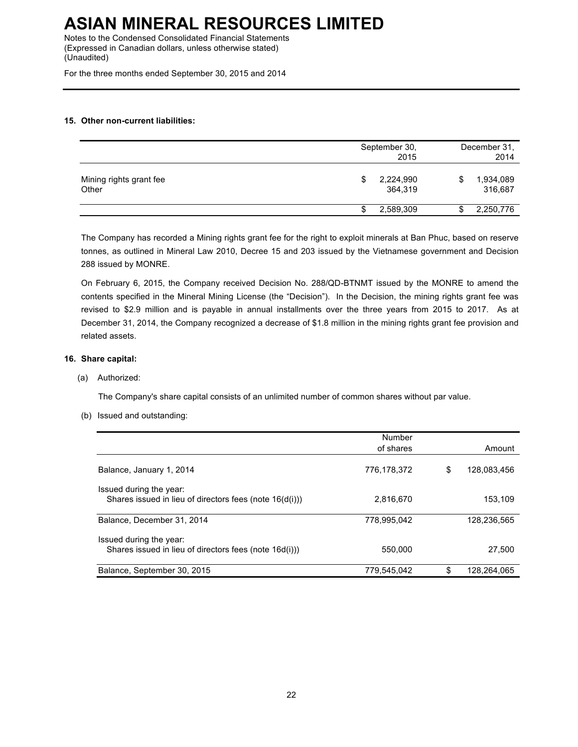# ASIAN MINERAL RESOURCES LIMITED

Notes to the Condensed Consolidated Financial Statements
(Expressed in Canadian dollars, unless otherwise stated)
(Unaudited)

For the three months ended September 30, 2015 and 2014

**15. Other non-current liabilities:**

| | September 30, 2015 | December 31, 2014 |
|---|---|---|
| Mining rights grant fee | $ 2,224,990 | $ 1,934,089 |
| Other | 364,319 | 316,687 |
| | $ 2,589,309 | $ 2,250,776 |

The Company has recorded a Mining rights grant fee for the right to exploit minerals at Ban Phuc, based on reserve tonnes, as outlined in Mineral Law 2010, Decree 15 and 203 issued by the Vietnamese government and Decision 288 issued by MONRE.

On February 6, 2015, the Company received Decision No. 288/QD-BTNMT issued by the MONRE to amend the contents specified in the Mineral Mining License (the "Decision"). In the Decision, the mining rights grant fee was revised to $2.9 million and is payable in annual installments over the three years from 2015 to 2017. As at December 31, 2014, the Company recognized a decrease of $1.8 million in the mining rights grant fee provision and related assets.

**16. Share capital:**

(a) Authorized:

The Company's share capital consists of an unlimited number of common shares without par value.

(b) Issued and outstanding:

| | Number of shares | Amount |
|---|---|---|
| Balance, January 1, 2014 | 776,178,372 | $ 128,083,456 |
| Issued during the year: | | |
| Shares issued in lieu of directors fees (note 16(d(i))) | 2,816,670 | 153,109 |
| Balance, December 31, 2014 | 778,995,042 | 128,236,565 |
| Issued during the year: | | |
| Shares issued in lieu of directors fees (note 16d(i))) | 550,000 | 27,500 |
| Balance, September 30, 2015 | 779,545,042 | $ 128,264,065 |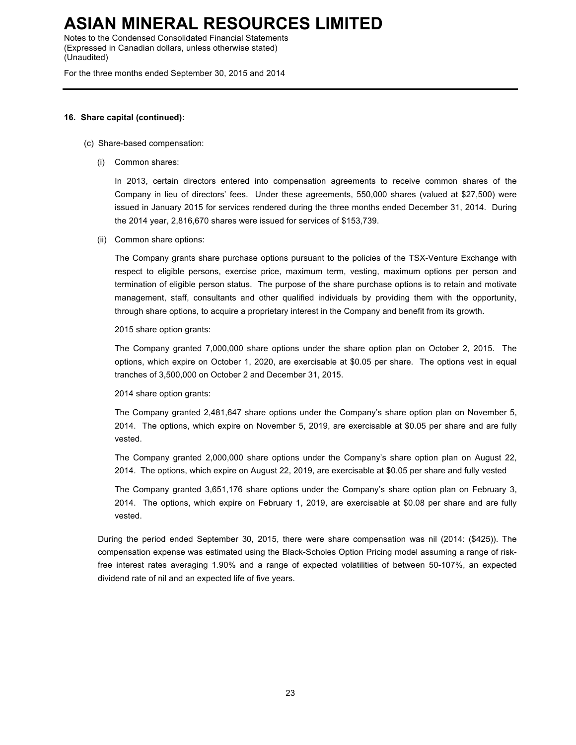**16. Share capital (continued):**

(c) Share-based compensation:

(i) Common shares:

In 2013, certain directors entered into compensation agreements to receive common shares of the Company in lieu of directors' fees. Under these agreements, 550,000 shares (valued at $27,500) were issued in January 2015 for services rendered during the three months ended December 31, 2014. During the 2014 year, 2,816,670 shares were issued for services of $153,739.

(ii) Common share options:

The Company grants share purchase options pursuant to the policies of the TSX-Venture Exchange with respect to eligible persons, exercise price, maximum term, vesting, maximum options per person and termination of eligible person status. The purpose of the share purchase options is to retain and motivate management, staff, consultants and other qualified individuals by providing them with the opportunity, through share options, to acquire a proprietary interest in the Company and benefit from its growth.

2015 share option grants:

The Company granted 7,000,000 share options under the share option plan on October 2, 2015. The options, which expire on October 1, 2020, are exercisable at $0.05 per share. The options vest in equal tranches of 3,500,000 on October 2 and December 31, 2015.

2014 share option grants:

The Company granted 2,481,647 share options under the Company's share option plan on November 5, 2014. The options, which expire on November 5, 2019, are exercisable at $0.05 per share and are fully vested.

The Company granted 2,000,000 share options under the Company's share option plan on August 22, 2014. The options, which expire on August 22, 2019, are exercisable at $0.05 per share and fully vested

The Company granted 3,651,176 share options under the Company's share option plan on February 3, 2014. The options, which expire on February 1, 2019, are exercisable at $0.08 per share and are fully vested.

During the period ended September 30, 2015, there were share compensation was nil (2014: ($425)). The compensation expense was estimated using the Black-Scholes Option Pricing model assuming a range of risk-free interest rates averaging 1.90% and a range of expected volatilities of between 50-107%, an expected dividend rate of nil and an expected life of five years.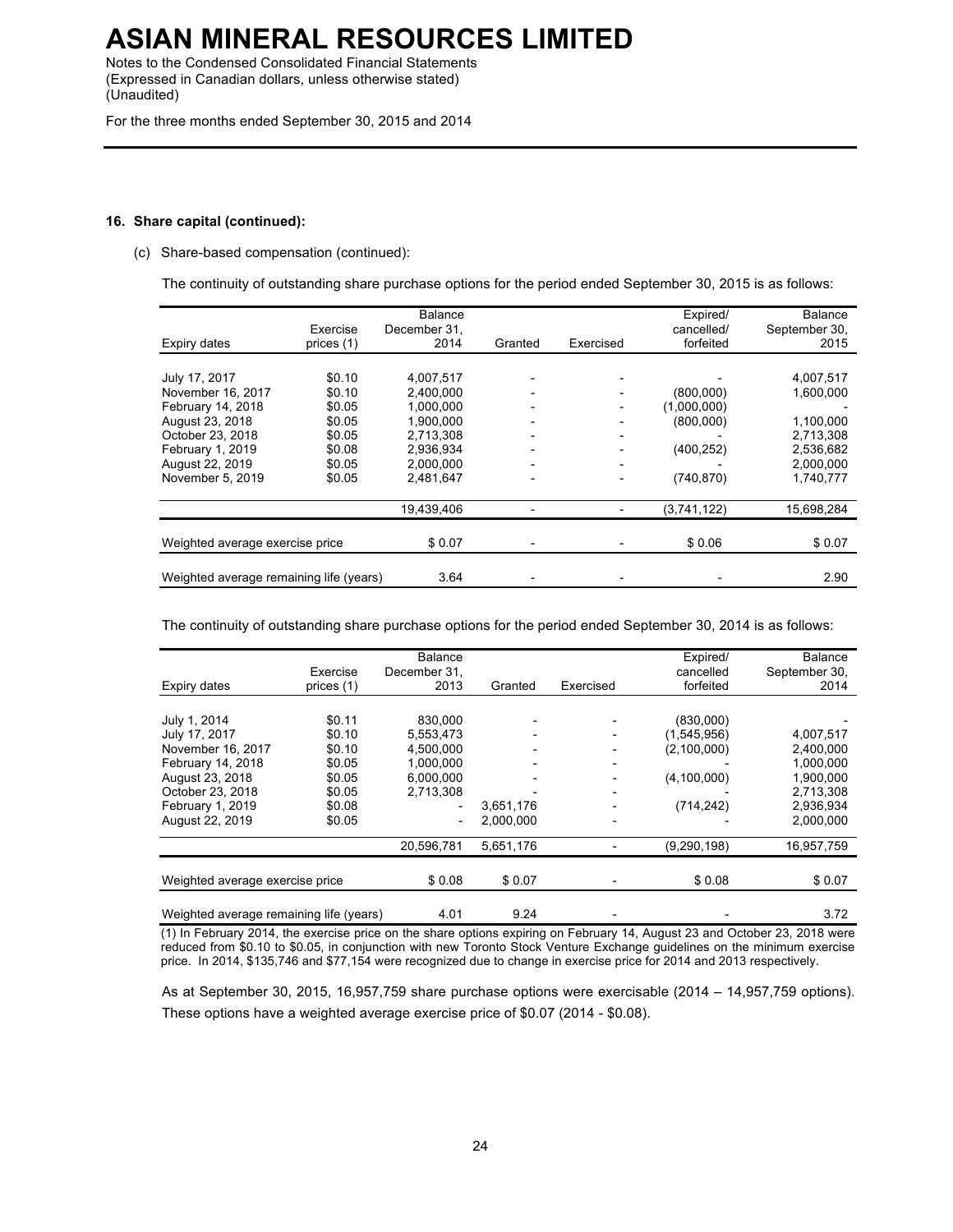**16. Share capital (continued):**

(c) Share-based compensation (continued):

The continuity of outstanding share purchase options for the period ended September 30, 2015 is as follows:

| Expiry dates | Exercise prices (1) | Balance December 31, 2014 | Granted | Exercised | Expired/ cancelled/ forfeited | Balance September 30, 2015 |
|---|---|---|---|---|---|---|
| July 17, 2017 | $0.10 | 4,007,517 | - | - | - | 4,007,517 |
| November 16, 2017 | $0.10 | 2,400,000 | - | - | (800,000) | 1,600,000 |
| February 14, 2018 | $0.05 | 1,000,000 | - | - | (1,000,000) | - |
| August 23, 2018 | $0.05 | 1,900,000 | - | - | (800,000) | 1,100,000 |
| October 23, 2018 | $0.05 | 2,713,308 | - | - | - | 2,713,308 |
| February 1, 2019 | $0.08 | 2,936,934 | - | - | (400,252) | 2,536,682 |
| August 22, 2019 | $0.05 | 2,000,000 | - | - | - | 2,000,000 |
| November 5, 2019 | $0.05 | 2,481,647 | - | - | (740,870) | 1,740,777 |
| | | 19,439,406 | - | - | (3,741,122) | 15,698,284 |
| Weighted average exercise price | | $ 0.07 | - | - | $ 0.06 | $ 0.07 |
| Weighted average remaining life (years) | | 3.64 | - | - | - | 2.90 |

The continuity of outstanding share purchase options for the period ended September 30, 2014 is as follows:

| Expiry dates | Exercise prices (1) | Balance December 31, 2013 | Granted | Exercised | Expired/ cancelled forfeited | Balance September 30, 2014 |
|---|---|---|---|---|---|---|
| July 1, 2014 | $0.11 | 830,000 | - | - | (830,000) | - |
| July 17, 2017 | $0.10 | 5,553,473 | - | - | (1,545,956) | 4,007,517 |
| November 16, 2017 | $0.10 | 4,500,000 | - | - | (2,100,000) | 2,400,000 |
| February 14, 2018 | $0.05 | 1,000,000 | - | - | - | 1,000,000 |
| August 23, 2018 | $0.05 | 6,000,000 | - | - | (4,100,000) | 1,900,000 |
| October 23, 2018 | $0.05 | 2,713,308 | - | - | - | 2,713,308 |
| February 1, 2019 | $0.08 | - | 3,651,176 | - | (714,242) | 2,936,934 |
| August 22, 2019 | $0.05 | - | 2,000,000 | - | - | 2,000,000 |
| | | 20,596,781 | 5,651,176 | - | (9,290,198) | 16,957,759 |
| Weighted average exercise price | | $ 0.08 | $ 0.07 | - | $ 0.08 | $ 0.07 |
| Weighted average remaining life (years) | | 4.01 | 9.24 | - | - | 3.72 |

(1) In February 2014, the exercise price on the share options expiring on February 14, August 23 and October 23, 2018 were reduced from $0.10 to $0.05, in conjunction with new Toronto Stock Venture Exchange guidelines on the minimum exercise price. In 2014, $135,746 and $77,154 were recognized due to change in exercise price for 2014 and 2013 respectively.

As at September 30, 2015, 16,957,759 share purchase options were exercisable (2014 – 14,957,759 options). These options have a weighted average exercise price of $0.07 (2014 - $0.08).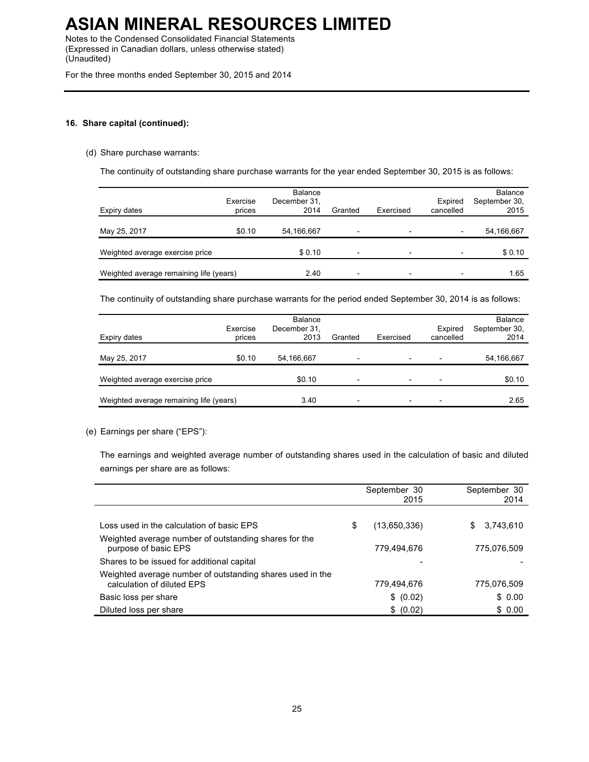# ASIAN MINERAL RESOURCES LIMITED

Notes to the Condensed Consolidated Financial Statements
(Expressed in Canadian dollars, unless otherwise stated)
(Unaudited)

For the three months ended September 30, 2015 and 2014

**16. Share capital (continued):**

(d) Share purchase warrants:

The continuity of outstanding share purchase warrants for the year ended September 30, 2015 is as follows:

| Expiry dates | Exercise prices | Balance December 31, 2014 | Granted | Exercised | Expired cancelled | Balance September 30, 2015 |
|---|---|---|---|---|---|---|
| May 25, 2017 | $0.10 | 54,166,667 | - | - | - | 54,166,667 |
| Weighted average exercise price | | $ 0.10 | - | - | - | $ 0.10 |
| Weighted average remaining life (years) | | 2.40 | - | - | - | 1.65 |

The continuity of outstanding share purchase warrants for the period ended September 30, 2014 is as follows:

| Expiry dates | Exercise prices | Balance December 31, 2013 | Granted | Exercised | Expired cancelled | Balance September 30, 2014 |
|---|---|---|---|---|---|---|
| May 25, 2017 | $0.10 | 54,166,667 | - | - | - | 54,166,667 |
| Weighted average exercise price | | $0.10 | - | - | - | $0.10 |
| Weighted average remaining life (years) | | 3.40 | - | - | - | 2.65 |

(e) Earnings per share ("EPS"):

The earnings and weighted average number of outstanding shares used in the calculation of basic and diluted earnings per share are as follows:

| | September 30 2015 | September 30 2014 |
|---|---|---|
| Loss used in the calculation of basic EPS | $ (13,650,336) | $ 3,743,610 |
| Weighted average number of outstanding shares for the purpose of basic EPS | 779,494,676 | 775,076,509 |
| Shares to be issued for additional capital | - | - |
| Weighted average number of outstanding shares used in the calculation of diluted EPS | 779,494,676 | 775,076,509 |
| Basic loss per share | $ (0.02) | $ 0.00 |
| Diluted loss per share | $ (0.02) | $ 0.00 |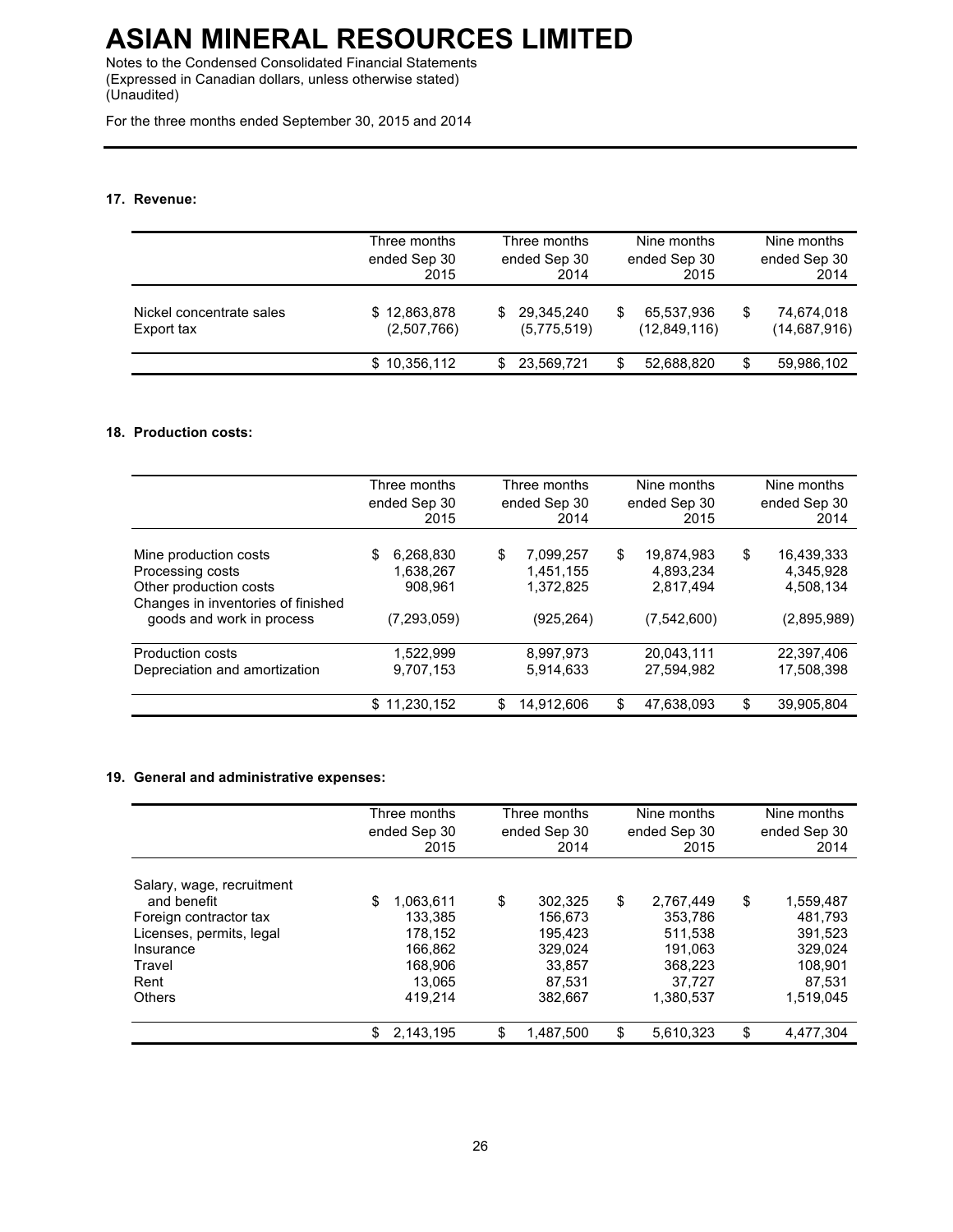# ASIAN MINERAL RESOURCES LIMITED

Notes to the Condensed Consolidated Financial Statements
(Expressed in Canadian dollars, unless otherwise stated)
(Unaudited)

For the three months ended September 30, 2015 and 2014

**17. Revenue:**

| | Three months ended Sep 30 2015 | Three months ended Sep 30 2014 | Nine months ended Sep 30 2015 | Nine months ended Sep 30 2014 |
|---|---|---|---|---|
| Nickel concentrate sales | $ 12,863,878 | $ 29,345,240 | $ 65,537,936 | $ 74,674,018 |
| Export tax | (2,507,766) | (5,775,519) | (12,849,116) | (14,687,916) |
| | $ 10,356,112 | $ 23,569,721 | $ 52,688,820 | $ 59,986,102 |

**18. Production costs:**

| | Three months ended Sep 30 2015 | Three months ended Sep 30 2014 | Nine months ended Sep 30 2015 | Nine months ended Sep 30 2014 |
|---|---|---|---|---|
| Mine production costs | $ 6,268,830 | $ 7,099,257 | $ 19,874,983 | $ 16,439,333 |
| Processing costs | 1,638,267 | 1,451,155 | 4,893,234 | 4,345,928 |
| Other production costs | 908,961 | 1,372,825 | 2,817,494 | 4,508,134 |
| Changes in inventories of finished goods and work in process | (7,293,059) | (925,264) | (7,542,600) | (2,895,989) |
| Production costs | 1,522,999 | 8,997,973 | 20,043,111 | 22,397,406 |
| Depreciation and amortization | 9,707,153 | 5,914,633 | 27,594,982 | 17,508,398 |
| | $ 11,230,152 | $ 14,912,606 | $ 47,638,093 | $ 39,905,804 |

**19. General and administrative expenses:**

| | Three months ended Sep 30 2015 | Three months ended Sep 30 2014 | Nine months ended Sep 30 2015 | Nine months ended Sep 30 2014 |
|---|---|---|---|---|
| Salary, wage, recruitment and benefit | $ 1,063,611 | $ 302,325 | $ 2,767,449 | $ 1,559,487 |
| Foreign contractor tax | 133,385 | 156,673 | 353,786 | 481,793 |
| Licenses, permits, legal | 178,152 | 195,423 | 511,538 | 391,523 |
| Insurance | 166,862 | 329,024 | 191,063 | 329,024 |
| Travel | 168,906 | 33,857 | 368,223 | 108,901 |
| Rent | 13,065 | 87,531 | 37,727 | 87,531 |
| Others | 419,214 | 382,667 | 1,380,537 | 1,519,045 |
| | $ 2,143,195 | $ 1,487,500 | $ 5,610,323 | $ 4,477,304 |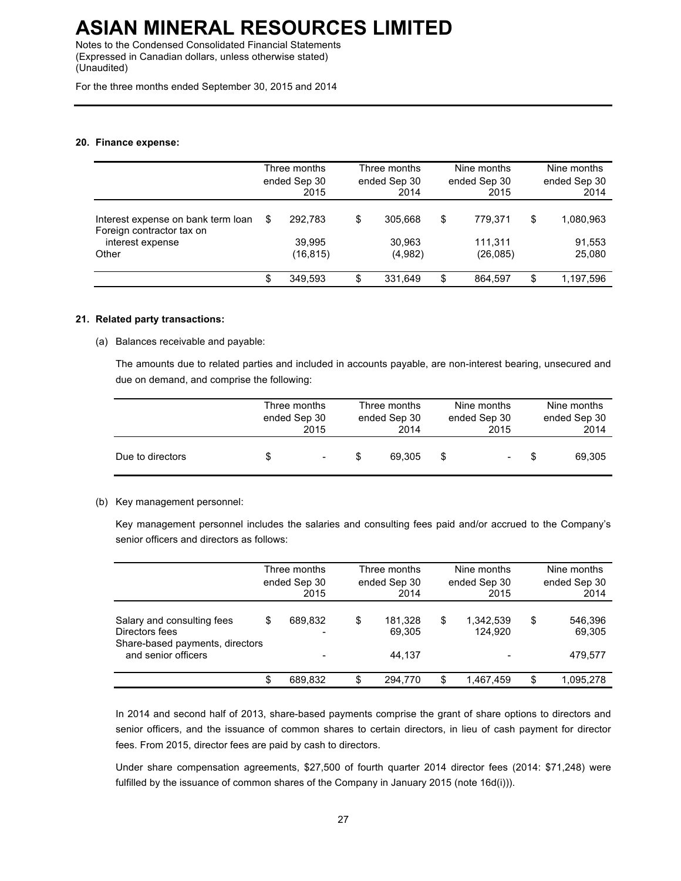# ASIAN MINERAL RESOURCES LIMITED

Notes to the Condensed Consolidated Financial Statements
(Expressed in Canadian dollars, unless otherwise stated)
(Unaudited)

For the three months ended September 30, 2015 and 2014

**20. Finance expense:**

| | Three months ended Sep 30 2015 | Three months ended Sep 30 2014 | Nine months ended Sep 30 2015 | Nine months ended Sep 30 2014 |
|---|---|---|---|---|
| Interest expense on bank term loan | $ 292,783 | $ 305,668 | $ 779,371 | $ 1,080,963 |
| Foreign contractor tax on interest expense | 39,995 | 30,963 | 111,311 | 91,553 |
| Other | (16,815) | (4,982) | (26,085) | 25,080 |
| | $ 349,593 | $ 331,649 | $ 864,597 | $ 1,197,596 |

**21. Related party transactions:**

(a) Balances receivable and payable:

The amounts due to related parties and included in accounts payable, are non-interest bearing, unsecured and due on demand, and comprise the following:

| | Three months ended Sep 30 2015 | Three months ended Sep 30 2014 | Nine months ended Sep 30 2015 | Nine months ended Sep 30 2014 |
|---|---|---|---|---|
| Due to directors | $ - | $ 69,305 | $ - | $ 69,305 |

(b) Key management personnel:

Key management personnel includes the salaries and consulting fees paid and/or accrued to the Company's senior officers and directors as follows:

| | Three months ended Sep 30 2015 | Three months ended Sep 30 2014 | Nine months ended Sep 30 2015 | Nine months ended Sep 30 2014 |
|---|---|---|---|---|
| Salary and consulting fees | $ 689,832 | $ 181,328 | $ 1,342,539 | $ 546,396 |
| Directors fees | - | 69,305 | 124,920 | 69,305 |
| Share-based payments, directors and senior officers | - | 44,137 | - | 479,577 |
| | $ 689,832 | $ 294,770 | $ 1,467,459 | $ 1,095,278 |

In 2014 and second half of 2013, share-based payments comprise the grant of share options to directors and senior officers, and the issuance of common shares to certain directors, in lieu of cash payment for director fees. From 2015, director fees are paid by cash to directors.

Under share compensation agreements, $27,500 of fourth quarter 2014 director fees (2014: $71,248) were fulfilled by the issuance of common shares of the Company in January 2015 (note 16d(i))).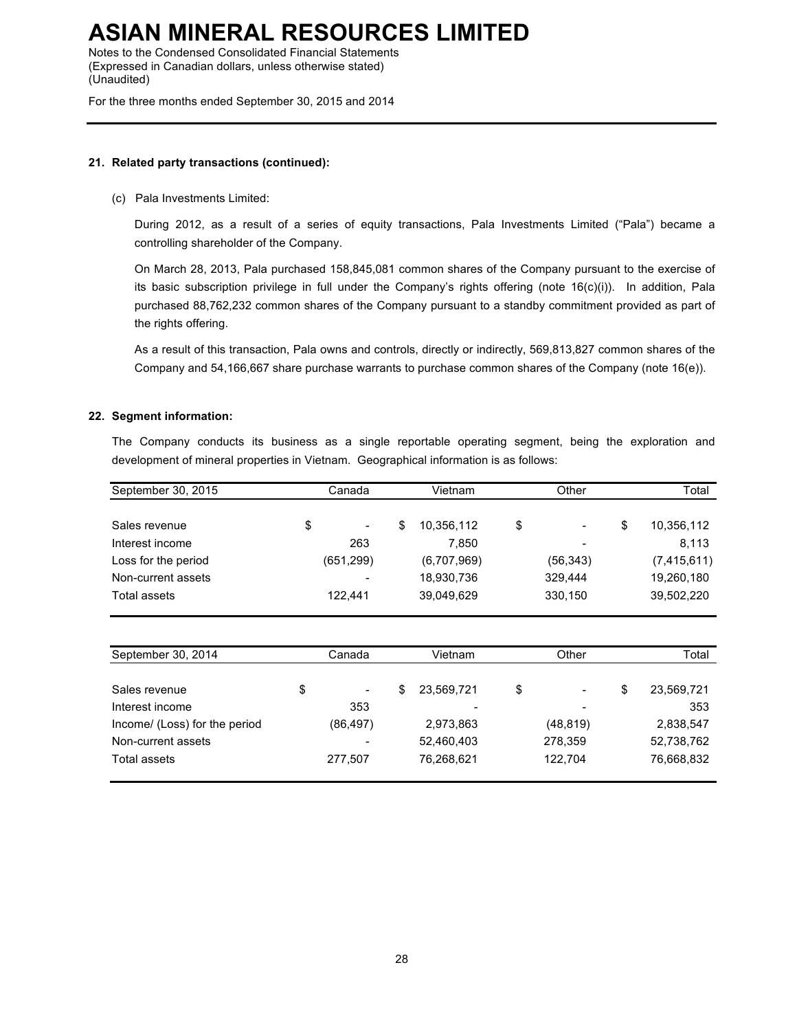# ASIAN MINERAL RESOURCES LIMITED

Notes to the Condensed Consolidated Financial Statements
(Expressed in Canadian dollars, unless otherwise stated)
(Unaudited)

For the three months ended September 30, 2015 and 2014

**21. Related party transactions (continued):**

(c) Pala Investments Limited:

During 2012, as a result of a series of equity transactions, Pala Investments Limited ("Pala") became a controlling shareholder of the Company.

On March 28, 2013, Pala purchased 158,845,081 common shares of the Company pursuant to the exercise of its basic subscription privilege in full under the Company's rights offering (note 16(c)(i)). In addition, Pala purchased 88,762,232 common shares of the Company pursuant to a standby commitment provided as part of the rights offering.

As a result of this transaction, Pala owns and controls, directly or indirectly, 569,813,827 common shares of the Company and 54,166,667 share purchase warrants to purchase common shares of the Company (note 16(e)).

**22. Segment information:**

The Company conducts its business as a single reportable operating segment, being the exploration and development of mineral properties in Vietnam. Geographical information is as follows:

| September 30, 2015 | Canada | Vietnam | Other | Total |
|---|---|---|---|---|
| Sales revenue | $ - | $ 10,356,112 | $ - | $ 10,356,112 |
| Interest income | 263 | 7,850 | - | 8,113 |
| Loss for the period | (651,299) | (6,707,969) | (56,343) | (7,415,611) |
| Non-current assets | - | 18,930,736 | 329,444 | 19,260,180 |
| Total assets | 122,441 | 39,049,629 | 330,150 | 39,502,220 |

| September 30, 2014 | Canada | Vietnam | Other | Total |
|---|---|---|---|---|
| Sales revenue | $ - | $ 23,569,721 | $ - | $ 23,569,721 |
| Interest income | 353 | - | - | 353 |
| Income/ (Loss) for the period | (86,497) | 2,973,863 | (48,819) | 2,838,547 |
| Non-current assets | - | 52,460,403 | 278,359 | 52,738,762 |
| Total assets | 277,507 | 76,268,621 | 122,704 | 76,668,832 |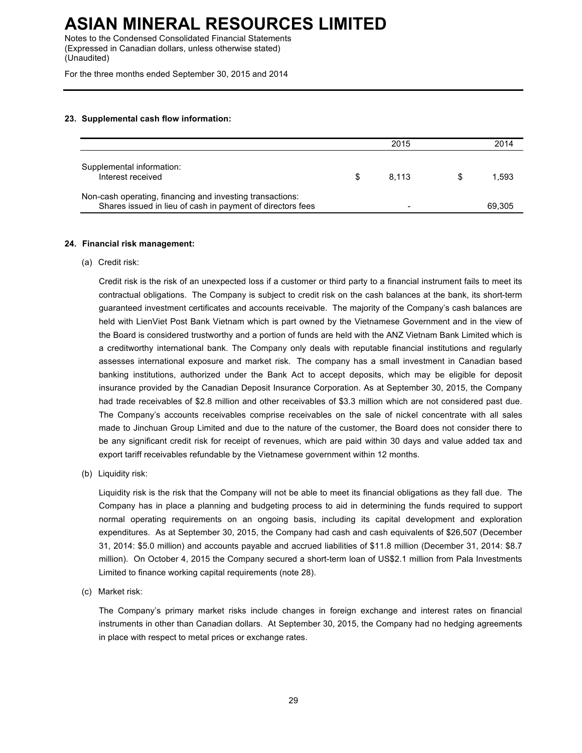### 23. Supplemental cash flow information:

| | | 2015 | | 2014 |
|---|---|---|---|---|
| Supplemental information: | | | | |
| Interest received | $ | 8,113 | $ | 1,593 |
| Non-cash operating, financing and investing transactions: | | | | |
| Shares issued in lieu of cash in payment of directors fees | | - | | 69,305 |

### 24. Financial risk management:

(a) Credit risk:

Credit risk is the risk of an unexpected loss if a customer or third party to a financial instrument fails to meet its contractual obligations. The Company is subject to credit risk on the cash balances at the bank, its short-term guaranteed investment certificates and accounts receivable. The majority of the Company's cash balances are held with LienViet Post Bank Vietnam which is part owned by the Vietnamese Government and in the view of the Board is considered trustworthy and a portion of funds are held with the ANZ Vietnam Bank Limited which is a creditworthy international bank. The Company only deals with reputable financial institutions and regularly assesses international exposure and market risk. The company has a small investment in Canadian based banking institutions, authorized under the Bank Act to accept deposits, which may be eligible for deposit insurance provided by the Canadian Deposit Insurance Corporation. As at September 30, 2015, the Company had trade receivables of $2.8 million and other receivables of $3.3 million which are not considered past due. The Company's accounts receivables comprise receivables on the sale of nickel concentrate with all sales made to Jinchuan Group Limited and due to the nature of the customer, the Board does not consider there to be any significant credit risk for receipt of revenues, which are paid within 30 days and value added tax and export tariff receivables refundable by the Vietnamese government within 12 months.

(b) Liquidity risk:

Liquidity risk is the risk that the Company will not be able to meet its financial obligations as they fall due. The Company has in place a planning and budgeting process to aid in determining the funds required to support normal operating requirements on an ongoing basis, including its capital development and exploration expenditures. As at September 30, 2015, the Company had cash and cash equivalents of $26,507 (December 31, 2014: $5.0 million) and accounts payable and accrued liabilities of $11.8 million (December 31, 2014: $8.7 million). On October 4, 2015 the Company secured a short-term loan of US$2.1 million from Pala Investments Limited to finance working capital requirements (note 28).

(c) Market risk:

The Company's primary market risks include changes in foreign exchange and interest rates on financial instruments in other than Canadian dollars. At September 30, 2015, the Company had no hedging agreements in place with respect to metal prices or exchange rates.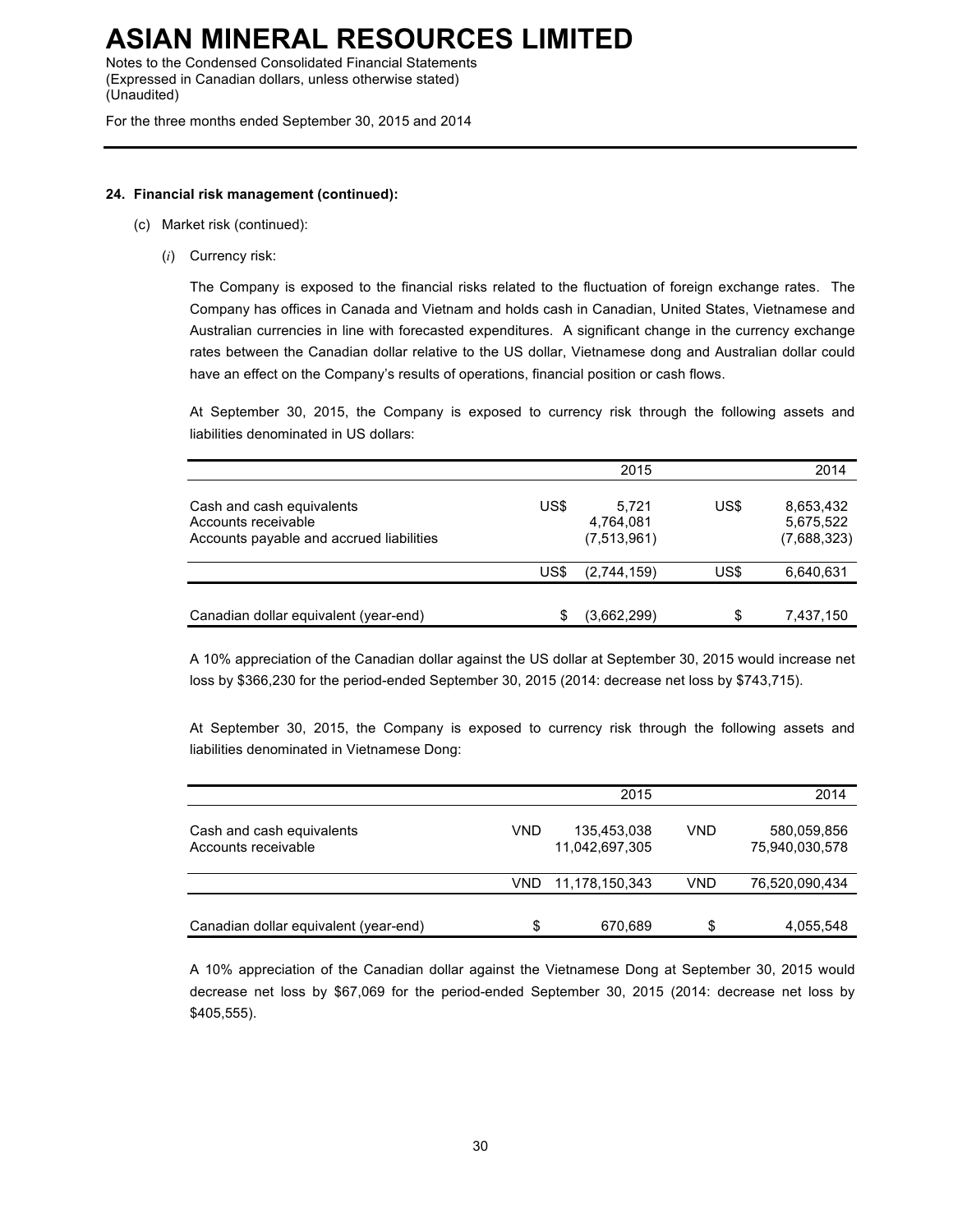**24. Financial risk management (continued):**

(c) Market risk (continued):

(*i*) Currency risk:

The Company is exposed to the financial risks related to the fluctuation of foreign exchange rates. The Company has offices in Canada and Vietnam and holds cash in Canadian, United States, Vietnamese and Australian currencies in line with forecasted expenditures. A significant change in the currency exchange rates between the Canadian dollar relative to the US dollar, Vietnamese dong and Australian dollar could have an effect on the Company's results of operations, financial position or cash flows.

At September 30, 2015, the Company is exposed to currency risk through the following assets and liabilities denominated in US dollars:

| | | 2015 | | 2014 |
|---|---|---|---|---|
| Cash and cash equivalents | US$ | 5,721 | US$ | 8,653,432 |
| Accounts receivable | | 4,764,081 | | 5,675,522 |
| Accounts payable and accrued liabilities | | (7,513,961) | | (7,688,323) |
| | US$ | (2,744,159) | US$ | 6,640,631 |
| Canadian dollar equivalent (year-end) | $ | (3,662,299) | $ | 7,437,150 |

A 10% appreciation of the Canadian dollar against the US dollar at September 30, 2015 would increase net loss by $366,230 for the period-ended September 30, 2015 (2014: decrease net loss by $743,715).

At September 30, 2015, the Company is exposed to currency risk through the following assets and liabilities denominated in Vietnamese Dong:

| | | 2015 | | 2014 |
|---|---|---|---|---|
| Cash and cash equivalents | VND | 135,453,038 | VND | 580,059,856 |
| Accounts receivable | | 11,042,697,305 | | 75,940,030,578 |
| | VND | 11,178,150,343 | VND | 76,520,090,434 |
| Canadian dollar equivalent (year-end) | $ | 670,689 | $ | 4,055,548 |

A 10% appreciation of the Canadian dollar against the Vietnamese Dong at September 30, 2015 would decrease net loss by $67,069 for the period-ended September 30, 2015 (2014: decrease net loss by $405,555).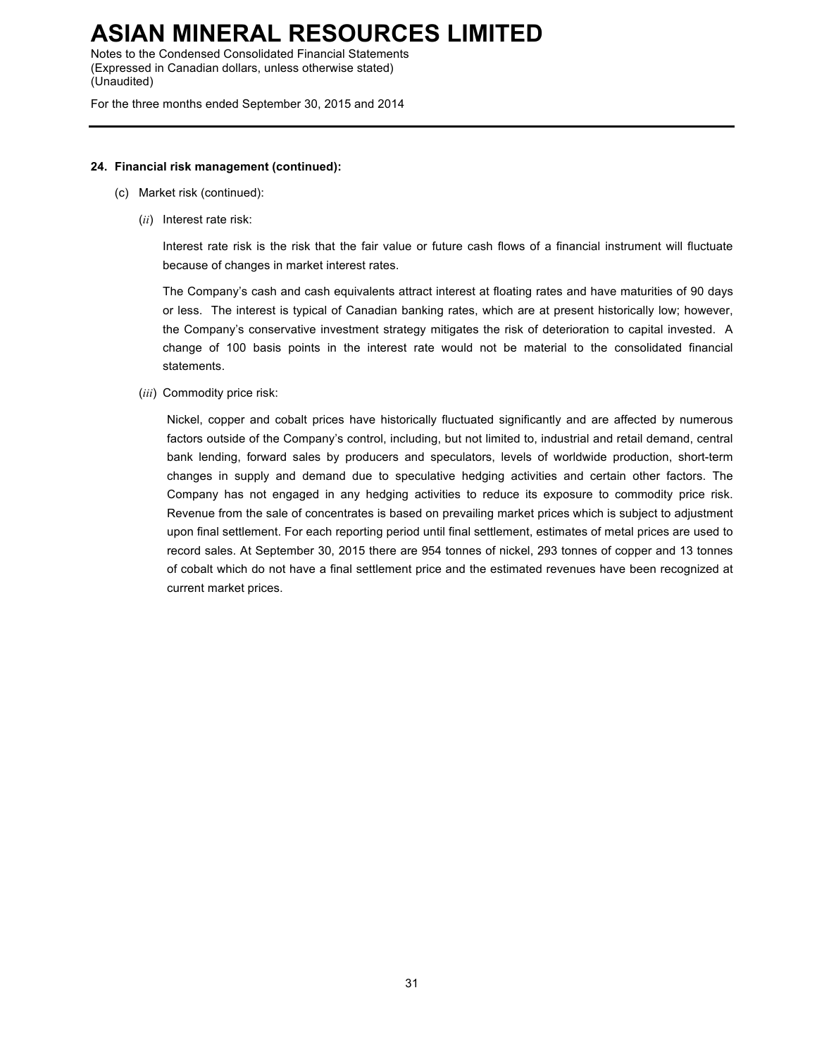**24. Financial risk management (continued):**

(c) Market risk (continued):

(*ii*) Interest rate risk:

Interest rate risk is the risk that the fair value or future cash flows of a financial instrument will fluctuate because of changes in market interest rates.

The Company's cash and cash equivalents attract interest at floating rates and have maturities of 90 days or less. The interest is typical of Canadian banking rates, which are at present historically low; however, the Company's conservative investment strategy mitigates the risk of deterioration to capital invested. A change of 100 basis points in the interest rate would not be material to the consolidated financial statements.

(*iii*) Commodity price risk:

Nickel, copper and cobalt prices have historically fluctuated significantly and are affected by numerous factors outside of the Company's control, including, but not limited to, industrial and retail demand, central bank lending, forward sales by producers and speculators, levels of worldwide production, short-term changes in supply and demand due to speculative hedging activities and certain other factors. The Company has not engaged in any hedging activities to reduce its exposure to commodity price risk. Revenue from the sale of concentrates is based on prevailing market prices which is subject to adjustment upon final settlement. For each reporting period until final settlement, estimates of metal prices are used to record sales. At September 30, 2015 there are 954 tonnes of nickel, 293 tonnes of copper and 13 tonnes of cobalt which do not have a final settlement price and the estimated revenues have been recognized at current market prices.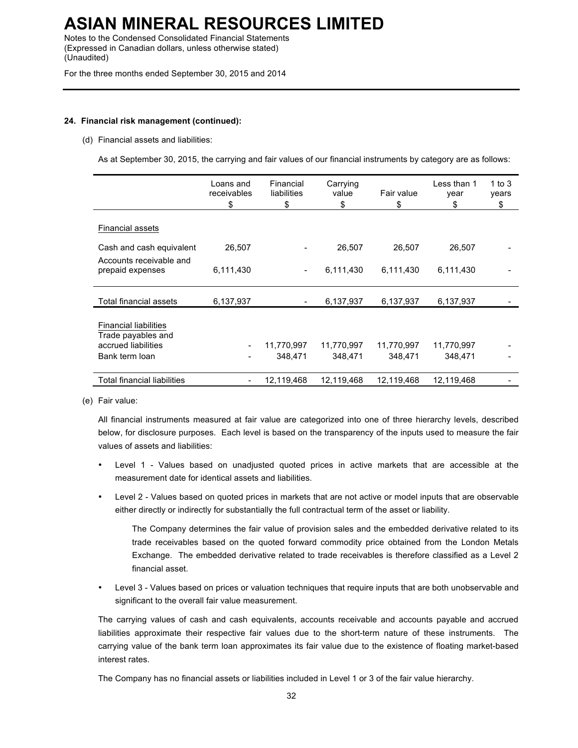#### 24. Financial risk management (continued):

(d) Financial assets and liabilities:

As at September 30, 2015, the carrying and fair values of our financial instruments by category are as follows:

| | Loans and receivables | Financial liabilities | Carrying value | Fair value | Less than 1 year | 1 to 3 years |
|---|---|---|---|---|---|---|
| | $ | $ | $ | $ | $ | $ |
| Financial assets | | | | | | |
| Cash and cash equivalent | 26,507 | - | 26,507 | 26,507 | 26,507 | - |
| Accounts receivable and prepaid expenses | 6,111,430 | - | 6,111,430 | 6,111,430 | 6,111,430 | - |
| Total financial assets | 6,137,937 | - | 6,137,937 | 6,137,937 | 6,137,937 | - |
| Financial liabilities | | | | | | |
| Trade payables and accrued liabilities | - | 11,770,997 | 11,770,997 | 11,770,997 | 11,770,997 | - |
| Bank term loan | - | 348,471 | 348,471 | 348,471 | 348,471 | - |
| Total financial liabilities | - | 12,119,468 | 12,119,468 | 12,119,468 | 12,119,468 | - |

(e) Fair value:

All financial instruments measured at fair value are categorized into one of three hierarchy levels, described below, for disclosure purposes. Each level is based on the transparency of the inputs used to measure the fair values of assets and liabilities:

- Level 1 - Values based on unadjusted quoted prices in active markets that are accessible at the measurement date for identical assets and liabilities.
- Level 2 - Values based on quoted prices in markets that are not active or model inputs that are observable either directly or indirectly for substantially the full contractual term of the asset or liability.

  The Company determines the fair value of provision sales and the embedded derivative related to its trade receivables based on the quoted forward commodity price obtained from the London Metals Exchange. The embedded derivative related to trade receivables is therefore classified as a Level 2 financial asset.

- Level 3 - Values based on prices or valuation techniques that require inputs that are both unobservable and significant to the overall fair value measurement.

The carrying values of cash and cash equivalents, accounts receivable and accounts payable and accrued liabilities approximate their respective fair values due to the short-term nature of these instruments. The carrying value of the bank term loan approximates its fair value due to the existence of floating market-based interest rates.

The Company has no financial assets or liabilities included in Level 1 or 3 of the fair value hierarchy.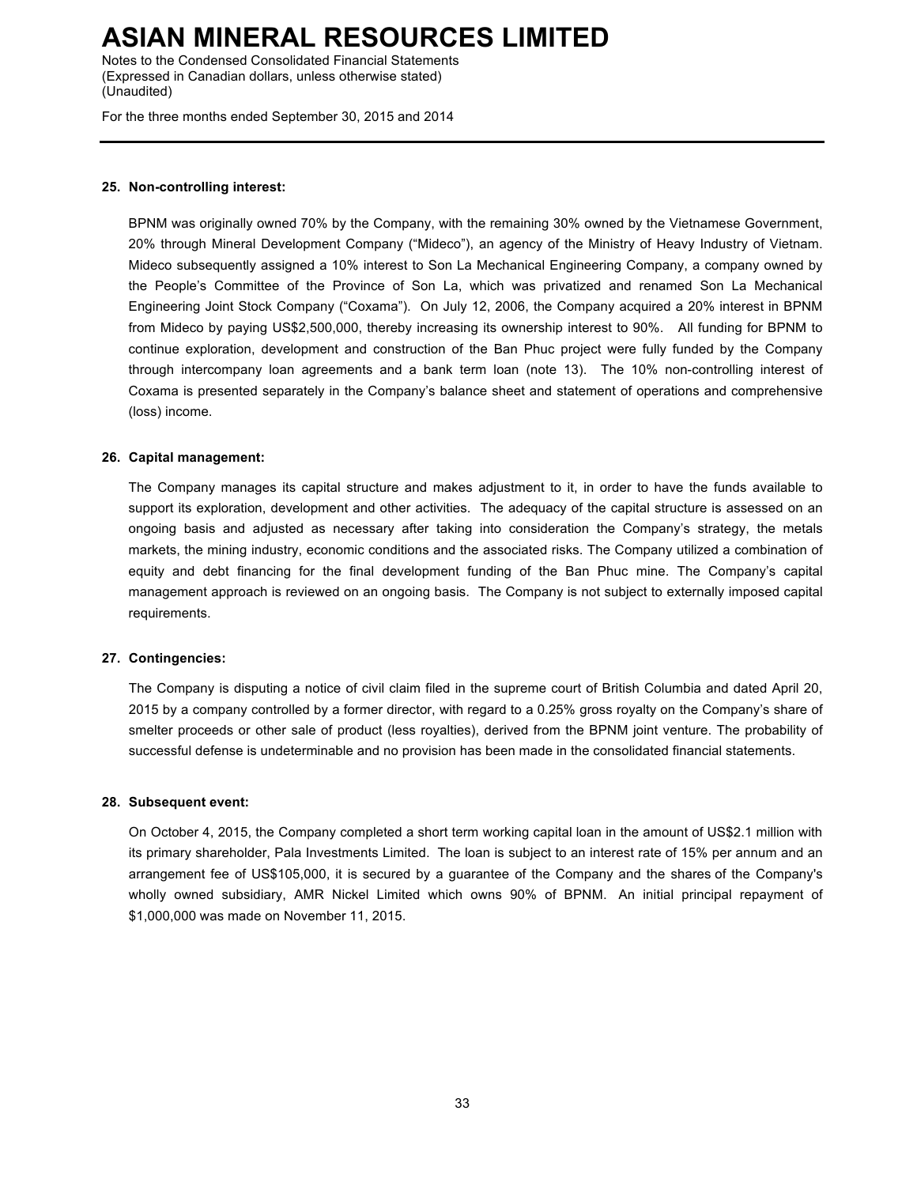# ASIAN MINERAL RESOURCES LIMITED

Notes to the Condensed Consolidated Financial Statements
(Expressed in Canadian dollars, unless otherwise stated)
(Unaudited)

For the three months ended September 30, 2015 and 2014

## 25. Non-controlling interest:

BPNM was originally owned 70% by the Company, with the remaining 30% owned by the Vietnamese Government, 20% through Mineral Development Company ("Mideco"), an agency of the Ministry of Heavy Industry of Vietnam. Mideco subsequently assigned a 10% interest to Son La Mechanical Engineering Company, a company owned by the People's Committee of the Province of Son La, which was privatized and renamed Son La Mechanical Engineering Joint Stock Company ("Coxama"). On July 12, 2006, the Company acquired a 20% interest in BPNM from Mideco by paying US$2,500,000, thereby increasing its ownership interest to 90%. All funding for BPNM to continue exploration, development and construction of the Ban Phuc project were fully funded by the Company through intercompany loan agreements and a bank term loan (note 13). The 10% non-controlling interest of Coxama is presented separately in the Company's balance sheet and statement of operations and comprehensive (loss) income.

## 26. Capital management:

The Company manages its capital structure and makes adjustment to it, in order to have the funds available to support its exploration, development and other activities. The adequacy of the capital structure is assessed on an ongoing basis and adjusted as necessary after taking into consideration the Company's strategy, the metals markets, the mining industry, economic conditions and the associated risks. The Company utilized a combination of equity and debt financing for the final development funding of the Ban Phuc mine. The Company's capital management approach is reviewed on an ongoing basis. The Company is not subject to externally imposed capital requirements.

## 27. Contingencies:

The Company is disputing a notice of civil claim filed in the supreme court of British Columbia and dated April 20, 2015 by a company controlled by a former director, with regard to a 0.25% gross royalty on the Company's share of smelter proceeds or other sale of product (less royalties), derived from the BPNM joint venture. The probability of successful defense is undeterminable and no provision has been made in the consolidated financial statements.

## 28. Subsequent event:

On October 4, 2015, the Company completed a short term working capital loan in the amount of US$2.1 million with its primary shareholder, Pala Investments Limited. The loan is subject to an interest rate of 15% per annum and an arrangement fee of US$105,000, it is secured by a guarantee of the Company and the shares of the Company's wholly owned subsidiary, AMR Nickel Limited which owns 90% of BPNM. An initial principal repayment of $1,000,000 was made on November 11, 2015.